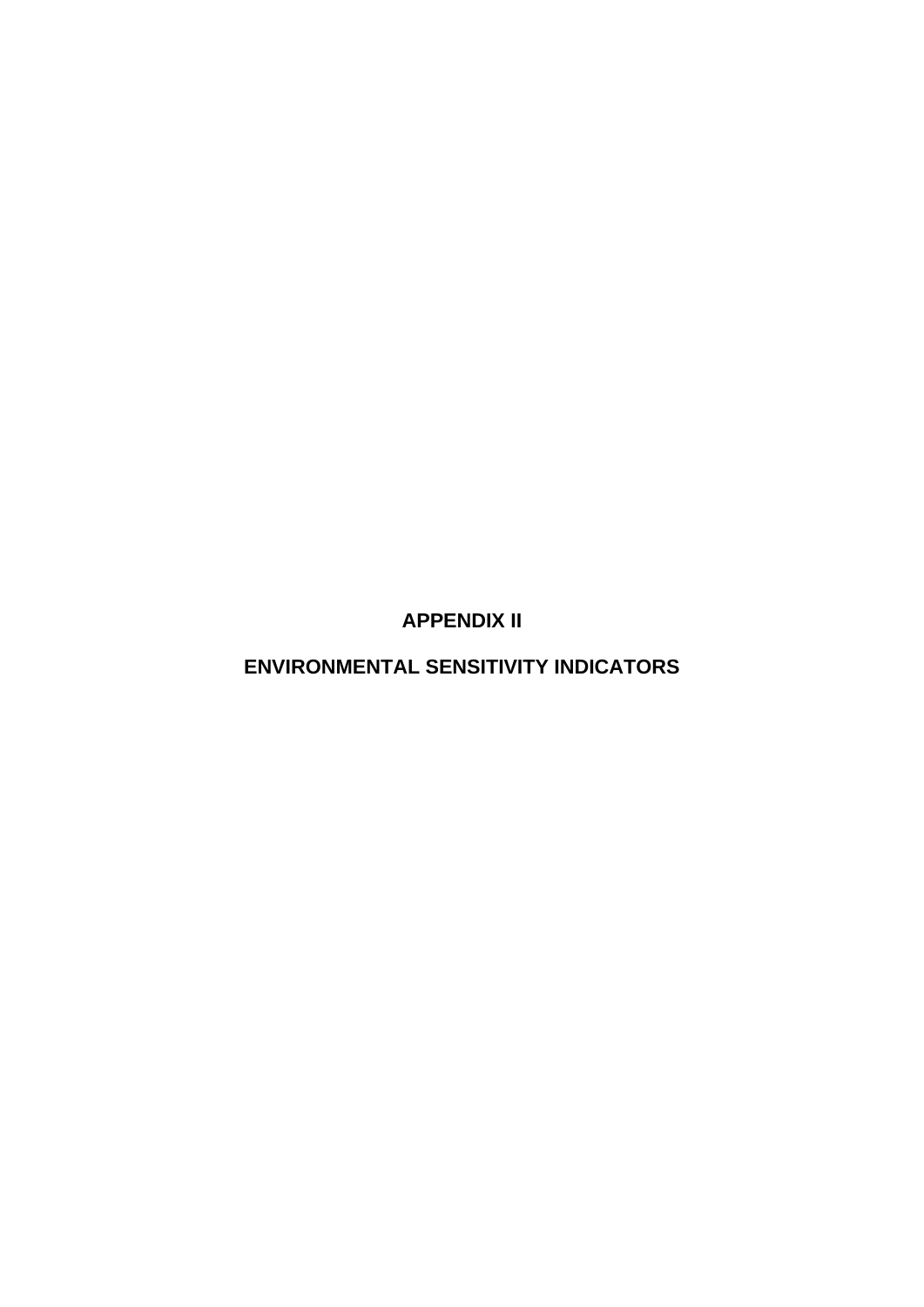# APPENDIX II

# ENVIRONMENTAL SENSITIVITY INDICATORS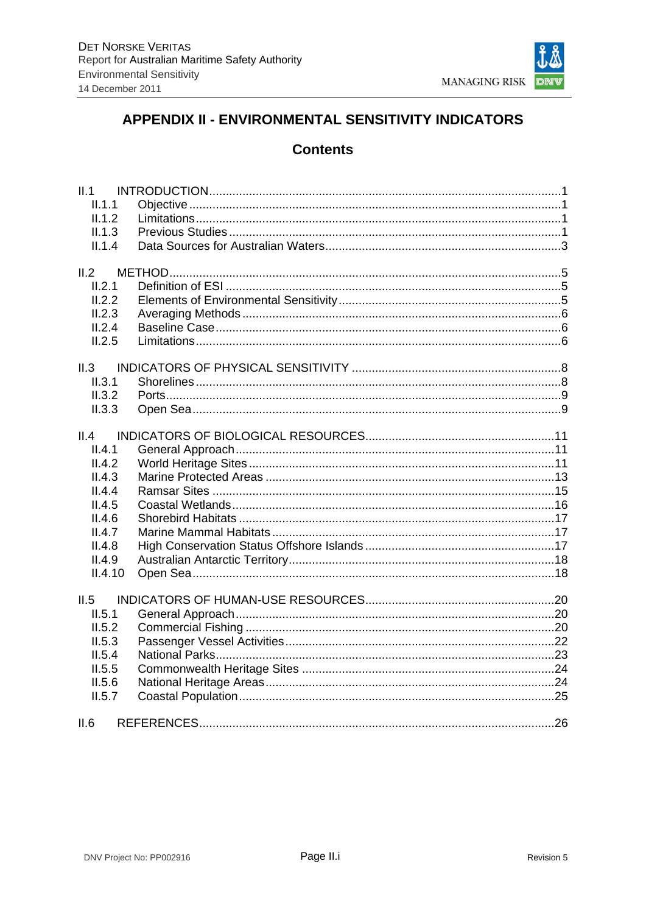# APPENDIX II - ENVIRONMENTAL SENSITIVITY INDICATORS

## Contents

II.1 INTRODUCTION.......1
- II.1.1 Objective.......1
- II.1.2 Limitations.......1
- II.1.3 Previous Studies.......1
- II.1.4 Data Sources for Australian Waters.......3

II.2 METHOD.......5
- II.2.1 Definition of ESI.......5
- II.2.2 Elements of Environmental Sensitivity.......5
- II.2.3 Averaging Methods.......6
- II.2.4 Baseline Case.......6
- II.2.5 Limitations.......6

II.3 INDICATORS OF PHYSICAL SENSITIVITY.......8
- II.3.1 Shorelines.......8
- II.3.2 Ports.......9
- II.3.3 Open Sea.......9

II.4 INDICATORS OF BIOLOGICAL RESOURCES.......11
- II.4.1 General Approach.......11
- II.4.2 World Heritage Sites.......11
- II.4.3 Marine Protected Areas.......13
- II.4.4 Ramsar Sites.......15
- II.4.5 Coastal Wetlands.......16
- II.4.6 Shorebird Habitats.......17
- II.4.7 Marine Mammal Habitats.......17
- II.4.8 High Conservation Status Offshore Islands.......17
- II.4.9 Australian Antarctic Territory.......18
- II.4.10 Open Sea.......18

II.5 INDICATORS OF HUMAN-USE RESOURCES.......20
- II.5.1 General Approach.......20
- II.5.2 Commercial Fishing.......20
- II.5.3 Passenger Vessel Activities.......22
- II.5.4 National Parks.......23
- II.5.5 Commonwealth Heritage Sites.......24
- II.5.6 National Heritage Areas.......24
- II.5.7 Coastal Population.......25

II.6 REFERENCES.......26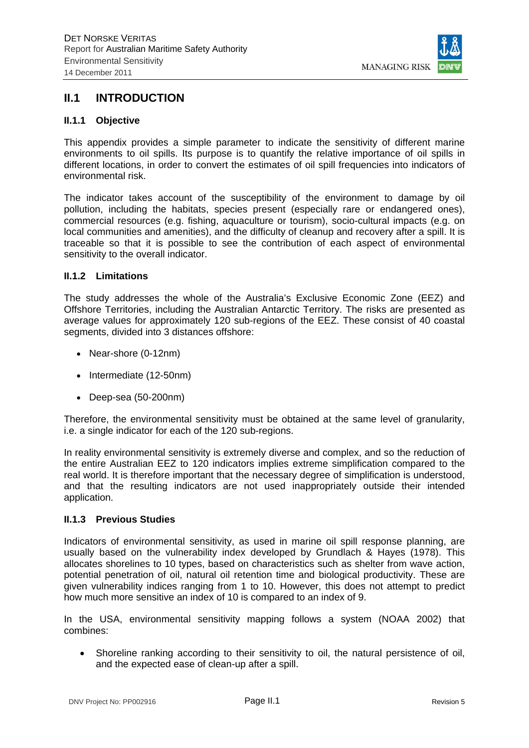# II.1 INTRODUCTION

## II.1.1 Objective

This appendix provides a simple parameter to indicate the sensitivity of different marine environments to oil spills. Its purpose is to quantify the relative importance of oil spills in different locations, in order to convert the estimates of oil spill frequencies into indicators of environmental risk.

The indicator takes account of the susceptibility of the environment to damage by oil pollution, including the habitats, species present (especially rare or endangered ones), commercial resources (e.g. fishing, aquaculture or tourism), socio-cultural impacts (e.g. on local communities and amenities), and the difficulty of cleanup and recovery after a spill. It is traceable so that it is possible to see the contribution of each aspect of environmental sensitivity to the overall indicator.

## II.1.2 Limitations

The study addresses the whole of the Australia's Exclusive Economic Zone (EEZ) and Offshore Territories, including the Australian Antarctic Territory. The risks are presented as average values for approximately 120 sub-regions of the EEZ. These consist of 40 coastal segments, divided into 3 distances offshore:

- Near-shore (0-12nm)
- Intermediate (12-50nm)
- Deep-sea (50-200nm)

Therefore, the environmental sensitivity must be obtained at the same level of granularity, i.e. a single indicator for each of the 120 sub-regions.

In reality environmental sensitivity is extremely diverse and complex, and so the reduction of the entire Australian EEZ to 120 indicators implies extreme simplification compared to the real world. It is therefore important that the necessary degree of simplification is understood, and that the resulting indicators are not used inappropriately outside their intended application.

## II.1.3 Previous Studies

Indicators of environmental sensitivity, as used in marine oil spill response planning, are usually based on the vulnerability index developed by Grundlach & Hayes (1978). This allocates shorelines to 10 types, based on characteristics such as shelter from wave action, potential penetration of oil, natural oil retention time and biological productivity. These are given vulnerability indices ranging from 1 to 10. However, this does not attempt to predict how much more sensitive an index of 10 is compared to an index of 9.

In the USA, environmental sensitivity mapping follows a system (NOAA 2002) that combines:

- Shoreline ranking according to their sensitivity to oil, the natural persistence of oil, and the expected ease of clean-up after a spill.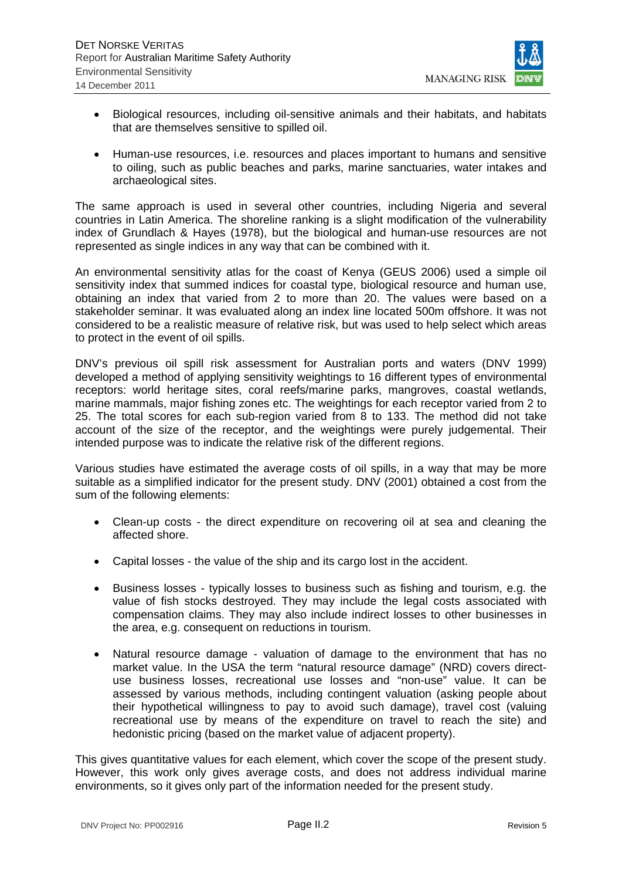- Biological resources, including oil-sensitive animals and their habitats, and habitats that are themselves sensitive to spilled oil.

- Human-use resources, i.e. resources and places important to humans and sensitive to oiling, such as public beaches and parks, marine sanctuaries, water intakes and archaeological sites.

The same approach is used in several other countries, including Nigeria and several countries in Latin America. The shoreline ranking is a slight modification of the vulnerability index of Grundlach & Hayes (1978), but the biological and human-use resources are not represented as single indices in any way that can be combined with it.

An environmental sensitivity atlas for the coast of Kenya (GEUS 2006) used a simple oil sensitivity index that summed indices for coastal type, biological resource and human use, obtaining an index that varied from 2 to more than 20. The values were based on a stakeholder seminar. It was evaluated along an index line located 500m offshore. It was not considered to be a realistic measure of relative risk, but was used to help select which areas to protect in the event of oil spills.

DNV's previous oil spill risk assessment for Australian ports and waters (DNV 1999) developed a method of applying sensitivity weightings to 16 different types of environmental receptors: world heritage sites, coral reefs/marine parks, mangroves, coastal wetlands, marine mammals, major fishing zones etc. The weightings for each receptor varied from 2 to 25. The total scores for each sub-region varied from 8 to 133. The method did not take account of the size of the receptor, and the weightings were purely judgemental. Their intended purpose was to indicate the relative risk of the different regions.

Various studies have estimated the average costs of oil spills, in a way that may be more suitable as a simplified indicator for the present study. DNV (2001) obtained a cost from the sum of the following elements:

- Clean-up costs - the direct expenditure on recovering oil at sea and cleaning the affected shore.

- Capital losses - the value of the ship and its cargo lost in the accident.

- Business losses - typically losses to business such as fishing and tourism, e.g. the value of fish stocks destroyed. They may include the legal costs associated with compensation claims. They may also include indirect losses to other businesses in the area, e.g. consequent on reductions in tourism.

- Natural resource damage - valuation of damage to the environment that has no market value. In the USA the term "natural resource damage" (NRD) covers direct-use business losses, recreational use losses and "non-use" value. It can be assessed by various methods, including contingent valuation (asking people about their hypothetical willingness to pay to avoid such damage), travel cost (valuing recreational use by means of the expenditure on travel to reach the site) and hedonistic pricing (based on the market value of adjacent property).

This gives quantitative values for each element, which cover the scope of the present study. However, this work only gives average costs, and does not address individual marine environments, so it gives only part of the information needed for the present study.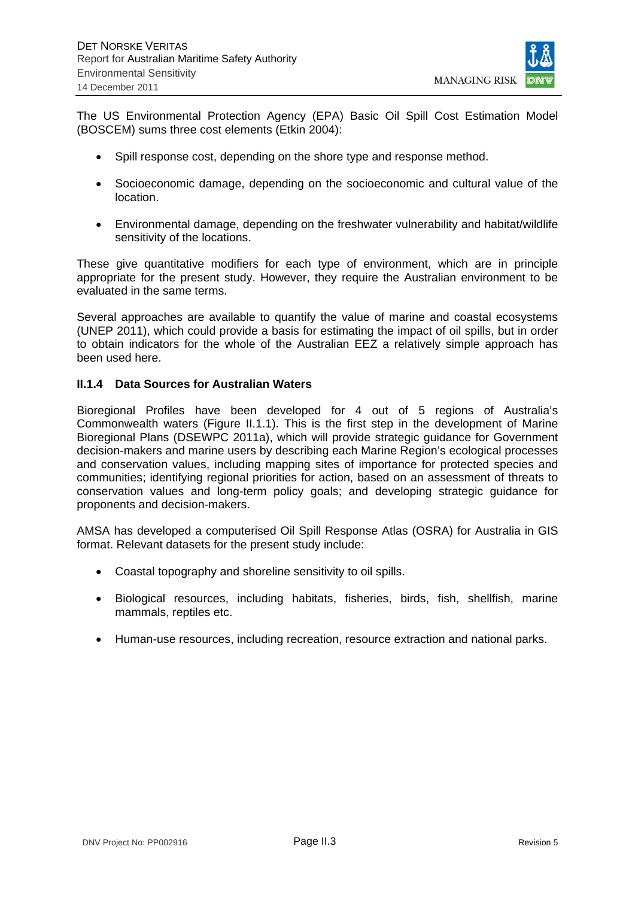The US Environmental Protection Agency (EPA) Basic Oil Spill Cost Estimation Model (BOSCEM) sums three cost elements (Etkin 2004):

- Spill response cost, depending on the shore type and response method.
- Socioeconomic damage, depending on the socioeconomic and cultural value of the location.
- Environmental damage, depending on the freshwater vulnerability and habitat/wildlife sensitivity of the locations.

These give quantitative modifiers for each type of environment, which are in principle appropriate for the present study. However, they require the Australian environment to be evaluated in the same terms.

Several approaches are available to quantify the value of marine and coastal ecosystems (UNEP 2011), which could provide a basis for estimating the impact of oil spills, but in order to obtain indicators for the whole of the Australian EEZ a relatively simple approach has been used here.

### II.1.4 Data Sources for Australian Waters

Bioregional Profiles have been developed for 4 out of 5 regions of Australia's Commonwealth waters (Figure II.1.1). This is the first step in the development of Marine Bioregional Plans (DSEWPC 2011a), which will provide strategic guidance for Government decision-makers and marine users by describing each Marine Region's ecological processes and conservation values, including mapping sites of importance for protected species and communities; identifying regional priorities for action, based on an assessment of threats to conservation values and long-term policy goals; and developing strategic guidance for proponents and decision-makers.

AMSA has developed a computerised Oil Spill Response Atlas (OSRA) for Australia in GIS format. Relevant datasets for the present study include:

- Coastal topography and shoreline sensitivity to oil spills.
- Biological resources, including habitats, fisheries, birds, fish, shellfish, marine mammals, reptiles etc.
- Human-use resources, including recreation, resource extraction and national parks.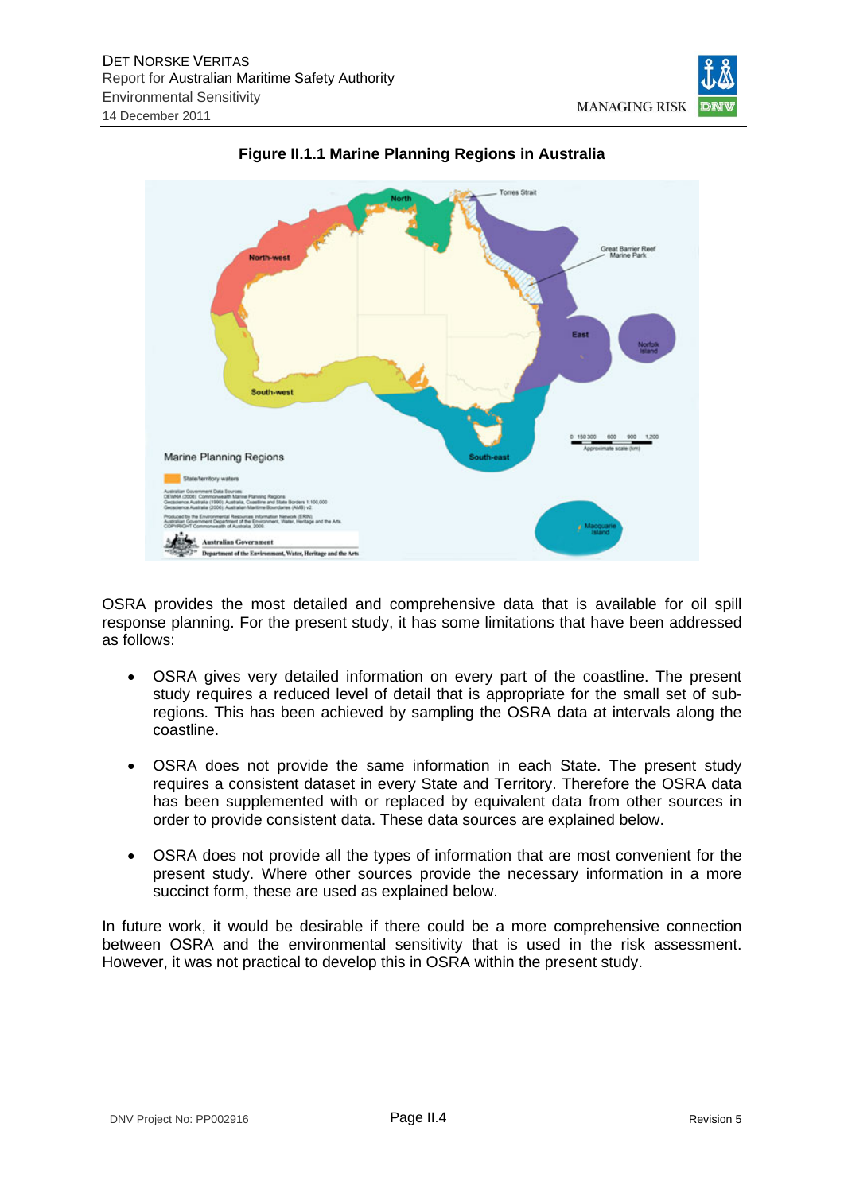**Figure II.1.1 Marine Planning Regions in Australia**

OSRA provides the most detailed and comprehensive data that is available for oil spill response planning. For the present study, it has some limitations that have been addressed as follows:

- OSRA gives very detailed information on every part of the coastline. The present study requires a reduced level of detail that is appropriate for the small set of sub-regions. This has been achieved by sampling the OSRA data at intervals along the coastline.
- OSRA does not provide the same information in each State. The present study requires a consistent dataset in every State and Territory. Therefore the OSRA data has been supplemented with or replaced by equivalent data from other sources in order to provide consistent data. These data sources are explained below.
- OSRA does not provide all the types of information that are most convenient for the present study. Where other sources provide the necessary information in a more succinct form, these are used as explained below.

In future work, it would be desirable if there could be a more comprehensive connection between OSRA and the environmental sensitivity that is used in the risk assessment. However, it was not practical to develop this in OSRA within the present study.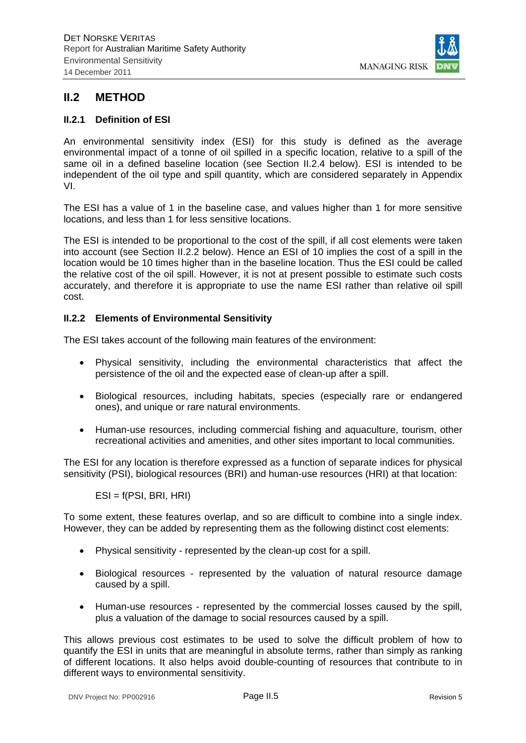## II.2 METHOD

### II.2.1 Definition of ESI

An environmental sensitivity index (ESI) for this study is defined as the average environmental impact of a tonne of oil spilled in a specific location, relative to a spill of the same oil in a defined baseline location (see Section II.2.4 below). ESI is intended to be independent of the oil type and spill quantity, which are considered separately in Appendix VI.

The ESI has a value of 1 in the baseline case, and values higher than 1 for more sensitive locations, and less than 1 for less sensitive locations.

The ESI is intended to be proportional to the cost of the spill, if all cost elements were taken into account (see Section II.2.2 below). Hence an ESI of 10 implies the cost of a spill in the location would be 10 times higher than in the baseline location. Thus the ESI could be called the relative cost of the oil spill. However, it is not at present possible to estimate such costs accurately, and therefore it is appropriate to use the name ESI rather than relative oil spill cost.

### II.2.2 Elements of Environmental Sensitivity

The ESI takes account of the following main features of the environment:

- Physical sensitivity, including the environmental characteristics that affect the persistence of the oil and the expected ease of clean-up after a spill.
- Biological resources, including habitats, species (especially rare or endangered ones), and unique or rare natural environments.
- Human-use resources, including commercial fishing and aquaculture, tourism, other recreational activities and amenities, and other sites important to local communities.

The ESI for any location is therefore expressed as a function of separate indices for physical sensitivity (PSI), biological resources (BRI) and human-use resources (HRI) at that location:

$$ESI = f(PSI, BRI, HRI)$$

To some extent, these features overlap, and so are difficult to combine into a single index. However, they can be added by representing them as the following distinct cost elements:

- Physical sensitivity - represented by the clean-up cost for a spill.
- Biological resources - represented by the valuation of natural resource damage caused by a spill.
- Human-use resources - represented by the commercial losses caused by the spill, plus a valuation of the damage to social resources caused by a spill.

This allows previous cost estimates to be used to solve the difficult problem of how to quantify the ESI in units that are meaningful in absolute terms, rather than simply as ranking of different locations. It also helps avoid double-counting of resources that contribute to in different ways to environmental sensitivity.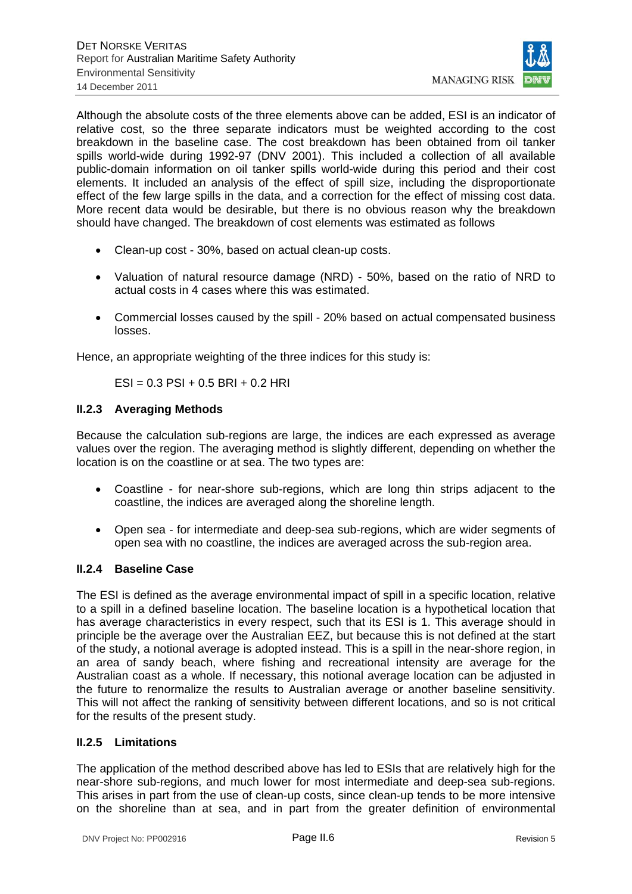Although the absolute costs of the three elements above can be added, ESI is an indicator of relative cost, so the three separate indicators must be weighted according to the cost breakdown in the baseline case. The cost breakdown has been obtained from oil tanker spills world-wide during 1992-97 (DNV 2001). This included a collection of all available public-domain information on oil tanker spills world-wide during this period and their cost elements. It included an analysis of the effect of spill size, including the disproportionate effect of the few large spills in the data, and a correction for the effect of missing cost data. More recent data would be desirable, but there is no obvious reason why the breakdown should have changed. The breakdown of cost elements was estimated as follows

- Clean-up cost - 30%, based on actual clean-up costs.
- Valuation of natural resource damage (NRD) - 50%, based on the ratio of NRD to actual costs in 4 cases where this was estimated.
- Commercial losses caused by the spill - 20% based on actual compensated business losses.

Hence, an appropriate weighting of the three indices for this study is:

$$ESI = 0.3\ PSI + 0.5\ BRI + 0.2\ HRI$$

### II.2.3 Averaging Methods

Because the calculation sub-regions are large, the indices are each expressed as average values over the region. The averaging method is slightly different, depending on whether the location is on the coastline or at sea. The two types are:

- Coastline - for near-shore sub-regions, which are long thin strips adjacent to the coastline, the indices are averaged along the shoreline length.
- Open sea - for intermediate and deep-sea sub-regions, which are wider segments of open sea with no coastline, the indices are averaged across the sub-region area.

### II.2.4 Baseline Case

The ESI is defined as the average environmental impact of spill in a specific location, relative to a spill in a defined baseline location. The baseline location is a hypothetical location that has average characteristics in every respect, such that its ESI is 1. This average should in principle be the average over the Australian EEZ, but because this is not defined at the start of the study, a notional average is adopted instead. This is a spill in the near-shore region, in an area of sandy beach, where fishing and recreational intensity are average for the Australian coast as a whole. If necessary, this notional average location can be adjusted in the future to renormalize the results to Australian average or another baseline sensitivity. This will not affect the ranking of sensitivity between different locations, and so is not critical for the results of the present study.

### II.2.5 Limitations

The application of the method described above has led to ESIs that are relatively high for the near-shore sub-regions, and much lower for most intermediate and deep-sea sub-regions. This arises in part from the use of clean-up costs, since clean-up tends to be more intensive on the shoreline than at sea, and in part from the greater definition of environmental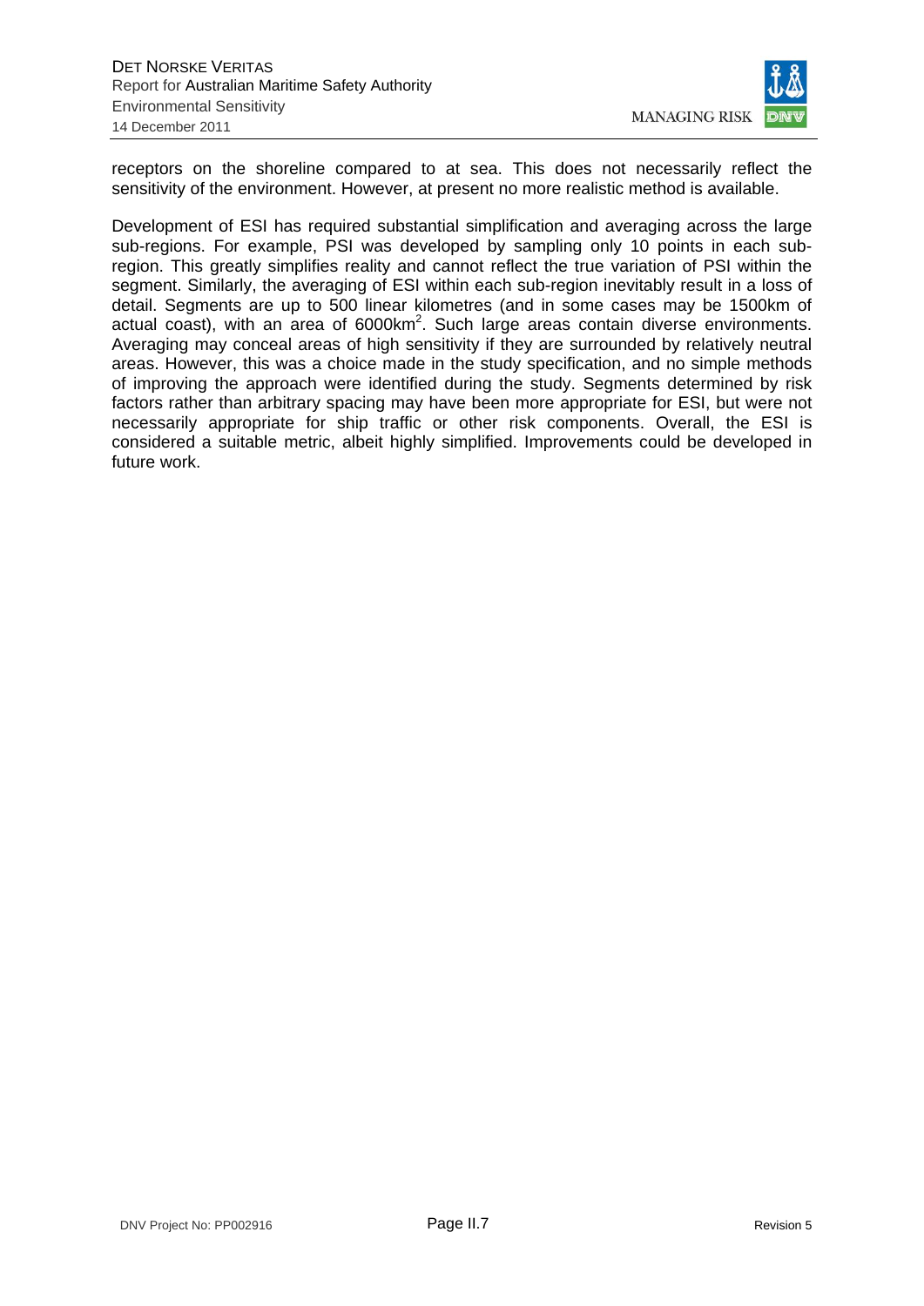receptors on the shoreline compared to at sea. This does not necessarily reflect the sensitivity of the environment. However, at present no more realistic method is available.

Development of ESI has required substantial simplification and averaging across the large sub-regions. For example, PSI was developed by sampling only 10 points in each sub-region. This greatly simplifies reality and cannot reflect the true variation of PSI within the segment. Similarly, the averaging of ESI within each sub-region inevitably result in a loss of detail. Segments are up to 500 linear kilometres (and in some cases may be 1500km of actual coast), with an area of 6000km$^2$. Such large areas contain diverse environments. Averaging may conceal areas of high sensitivity if they are surrounded by relatively neutral areas. However, this was a choice made in the study specification, and no simple methods of improving the approach were identified during the study. Segments determined by risk factors rather than arbitrary spacing may have been more appropriate for ESI, but were not necessarily appropriate for ship traffic or other risk components. Overall, the ESI is considered a suitable metric, albeit highly simplified. Improvements could be developed in future work.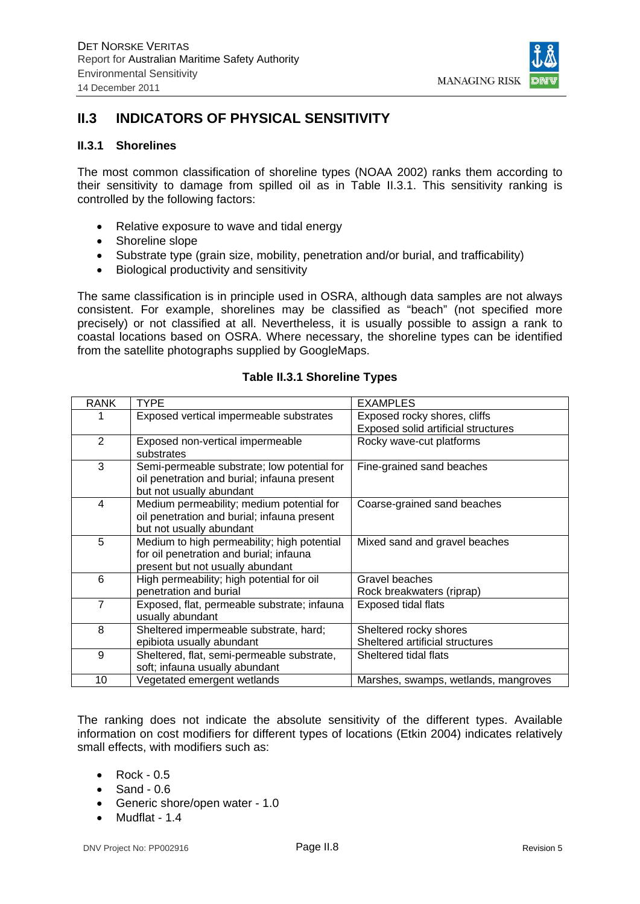## II.3 INDICATORS OF PHYSICAL SENSITIVITY

### II.3.1 Shorelines

The most common classification of shoreline types (NOAA 2002) ranks them according to their sensitivity to damage from spilled oil as in Table II.3.1. This sensitivity ranking is controlled by the following factors:

- Relative exposure to wave and tidal energy
- Shoreline slope
- Substrate type (grain size, mobility, penetration and/or burial, and trafficability)
- Biological productivity and sensitivity

The same classification is in principle used in OSRA, although data samples are not always consistent. For example, shorelines may be classified as "beach" (not specified more precisely) or not classified at all. Nevertheless, it is usually possible to assign a rank to coastal locations based on OSRA. Where necessary, the shoreline types can be identified from the satellite photographs supplied by GoogleMaps.

**Table II.3.1 Shoreline Types**

| RANK | TYPE | EXAMPLES |
|---|---|---|
| 1 | Exposed vertical impermeable substrates | Exposed rocky shores, cliffs<br>Exposed solid artificial structures |
| 2 | Exposed non-vertical impermeable substrates | Rocky wave-cut platforms |
| 3 | Semi-permeable substrate; low potential for oil penetration and burial; infauna present but not usually abundant | Fine-grained sand beaches |
| 4 | Medium permeability; medium potential for oil penetration and burial; infauna present but not usually abundant | Coarse-grained sand beaches |
| 5 | Medium to high permeability; high potential for oil penetration and burial; infauna present but not usually abundant | Mixed sand and gravel beaches |
| 6 | High permeability; high potential for oil penetration and burial | Gravel beaches<br>Rock breakwaters (riprap) |
| 7 | Exposed, flat, permeable substrate; infauna usually abundant | Exposed tidal flats |
| 8 | Sheltered impermeable substrate, hard; epibiota usually abundant | Sheltered rocky shores<br>Sheltered artificial structures |
| 9 | Sheltered, flat, semi-permeable substrate, soft; infauna usually abundant | Sheltered tidal flats |
| 10 | Vegetated emergent wetlands | Marshes, swamps, wetlands, mangroves |

The ranking does not indicate the absolute sensitivity of the different types. Available information on cost modifiers for different types of locations (Etkin 2004) indicates relatively small effects, with modifiers such as:

- Rock - 0.5
- Sand - 0.6
- Generic shore/open water - 1.0
- Mudflat - 1.4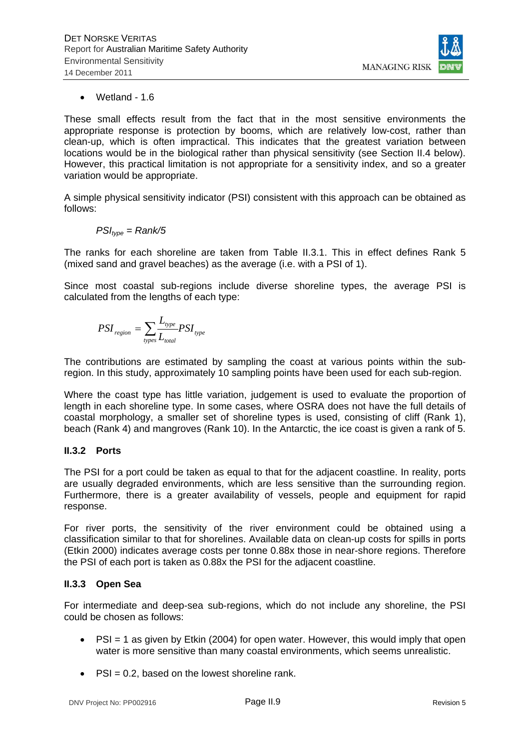- Wetland - 1.6

These small effects result from the fact that in the most sensitive environments the appropriate response is protection by booms, which are relatively low-cost, rather than clean-up, which is often impractical. This indicates that the greatest variation between locations would be in the biological rather than physical sensitivity (see Section II.4 below). However, this practical limitation is not appropriate for a sensitivity index, and so a greater variation would be appropriate.

A simple physical sensitivity indicator (PSI) consistent with this approach can be obtained as follows:

$$PSI_{type} = Rank/5$$

The ranks for each shoreline are taken from Table II.3.1. This in effect defines Rank 5 (mixed sand and gravel beaches) as the average (i.e. with a PSI of 1).

Since most coastal sub-regions include diverse shoreline types, the average PSI is calculated from the lengths of each type:

$$PSI_{region} = \sum_{types} \frac{L_{type}}{L_{total}} PSI_{type}$$

The contributions are estimated by sampling the coast at various points within the sub-region. In this study, approximately 10 sampling points have been used for each sub-region.

Where the coast type has little variation, judgement is used to evaluate the proportion of length in each shoreline type. In some cases, where OSRA does not have the full details of coastal morphology, a smaller set of shoreline types is used, consisting of cliff (Rank 1), beach (Rank 4) and mangroves (Rank 10). In the Antarctic, the ice coast is given a rank of 5.

### II.3.2 Ports

The PSI for a port could be taken as equal to that for the adjacent coastline. In reality, ports are usually degraded environments, which are less sensitive than the surrounding region. Furthermore, there is a greater availability of vessels, people and equipment for rapid response.

For river ports, the sensitivity of the river environment could be obtained using a classification similar to that for shorelines. Available data on clean-up costs for spills in ports (Etkin 2000) indicates average costs per tonne 0.88x those in near-shore regions. Therefore the PSI of each port is taken as 0.88x the PSI for the adjacent coastline.

### II.3.3 Open Sea

For intermediate and deep-sea sub-regions, which do not include any shoreline, the PSI could be chosen as follows:

- PSI = 1 as given by Etkin (2004) for open water. However, this would imply that open water is more sensitive than many coastal environments, which seems unrealistic.
- PSI = 0.2, based on the lowest shoreline rank.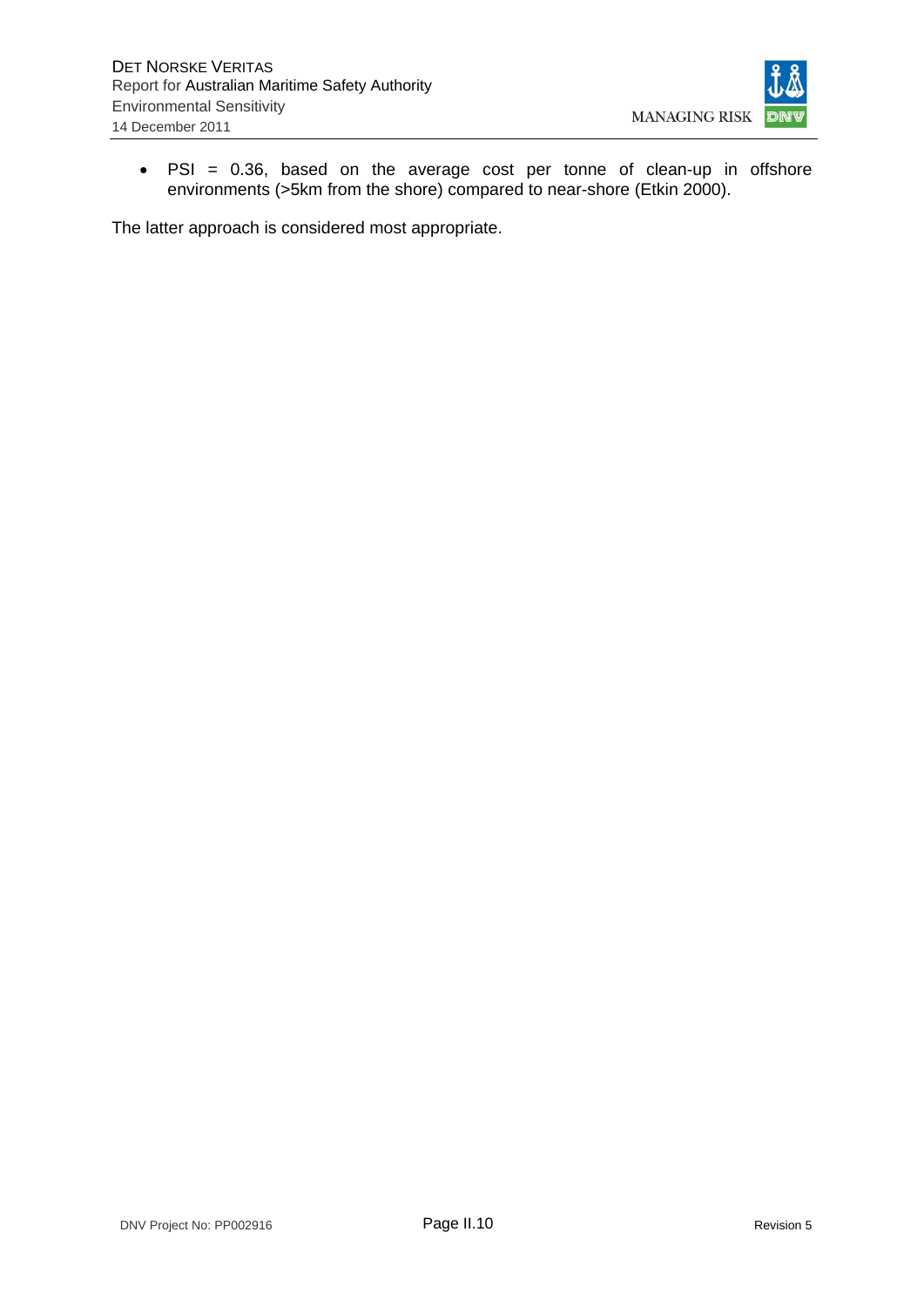- PSI = 0.36, based on the average cost per tonne of clean-up in offshore environments (>5km from the shore) compared to near-shore (Etkin 2000).

The latter approach is considered most appropriate.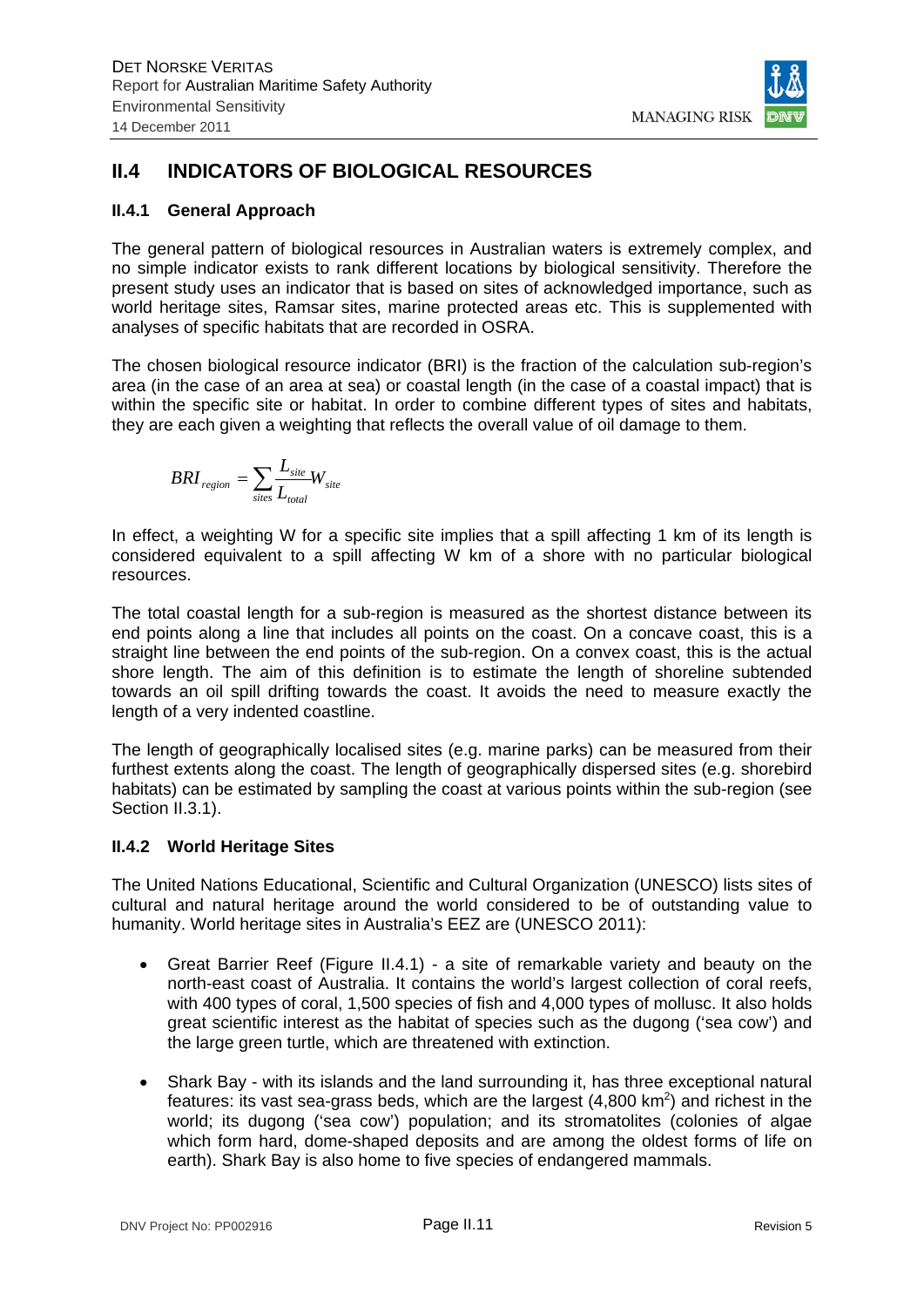## II.4 INDICATORS OF BIOLOGICAL RESOURCES

### II.4.1 General Approach

The general pattern of biological resources in Australian waters is extremely complex, and no simple indicator exists to rank different locations by biological sensitivity. Therefore the present study uses an indicator that is based on sites of acknowledged importance, such as world heritage sites, Ramsar sites, marine protected areas etc. This is supplemented with analyses of specific habitats that are recorded in OSRA.

The chosen biological resource indicator (BRI) is the fraction of the calculation sub-region's area (in the case of an area at sea) or coastal length (in the case of a coastal impact) that is within the specific site or habitat. In order to combine different types of sites and habitats, they are each given a weighting that reflects the overall value of oil damage to them.

$$BRI_{region} = \sum_{sites} \frac{L_{site}}{L_{total}} W_{site}$$

In effect, a weighting W for a specific site implies that a spill affecting 1 km of its length is considered equivalent to a spill affecting W km of a shore with no particular biological resources.

The total coastal length for a sub-region is measured as the shortest distance between its end points along a line that includes all points on the coast. On a concave coast, this is a straight line between the end points of the sub-region. On a convex coast, this is the actual shore length. The aim of this definition is to estimate the length of shoreline subtended towards an oil spill drifting towards the coast. It avoids the need to measure exactly the length of a very indented coastline.

The length of geographically localised sites (e.g. marine parks) can be measured from their furthest extents along the coast. The length of geographically dispersed sites (e.g. shorebird habitats) can be estimated by sampling the coast at various points within the sub-region (see Section II.3.1).

### II.4.2 World Heritage Sites

The United Nations Educational, Scientific and Cultural Organization (UNESCO) lists sites of cultural and natural heritage around the world considered to be of outstanding value to humanity. World heritage sites in Australia's EEZ are (UNESCO 2011):

- Great Barrier Reef (Figure II.4.1) - a site of remarkable variety and beauty on the north-east coast of Australia. It contains the world's largest collection of coral reefs, with 400 types of coral, 1,500 species of fish and 4,000 types of mollusc. It also holds great scientific interest as the habitat of species such as the dugong ('sea cow') and the large green turtle, which are threatened with extinction.

- Shark Bay - with its islands and the land surrounding it, has three exceptional natural features: its vast sea-grass beds, which are the largest (4,800 km$^2$) and richest in the world; its dugong ('sea cow') population; and its stromatolites (colonies of algae which form hard, dome-shaped deposits and are among the oldest forms of life on earth). Shark Bay is also home to five species of endangered mammals.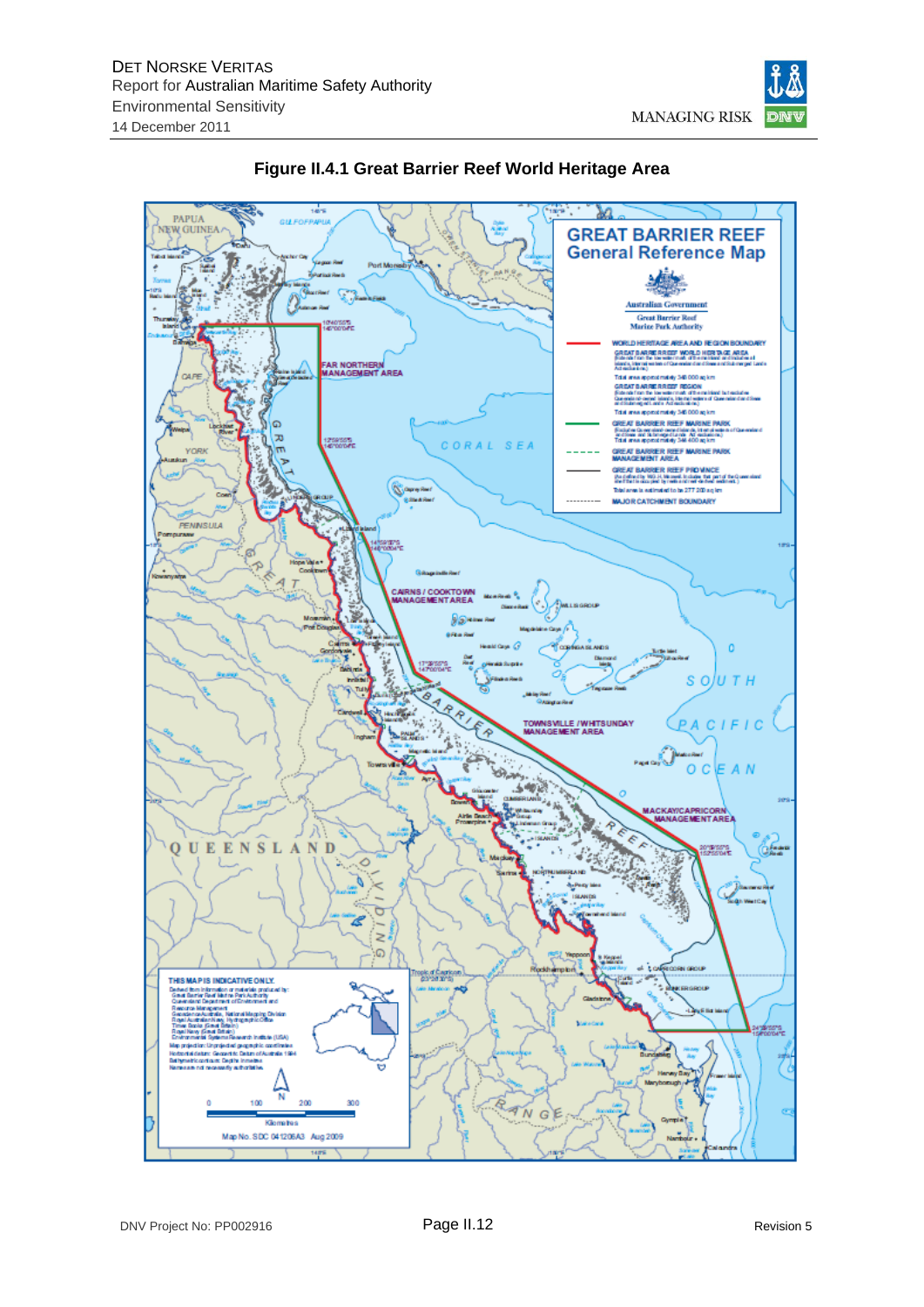**Figure II.4.1 Great Barrier Reef World Heritage Area**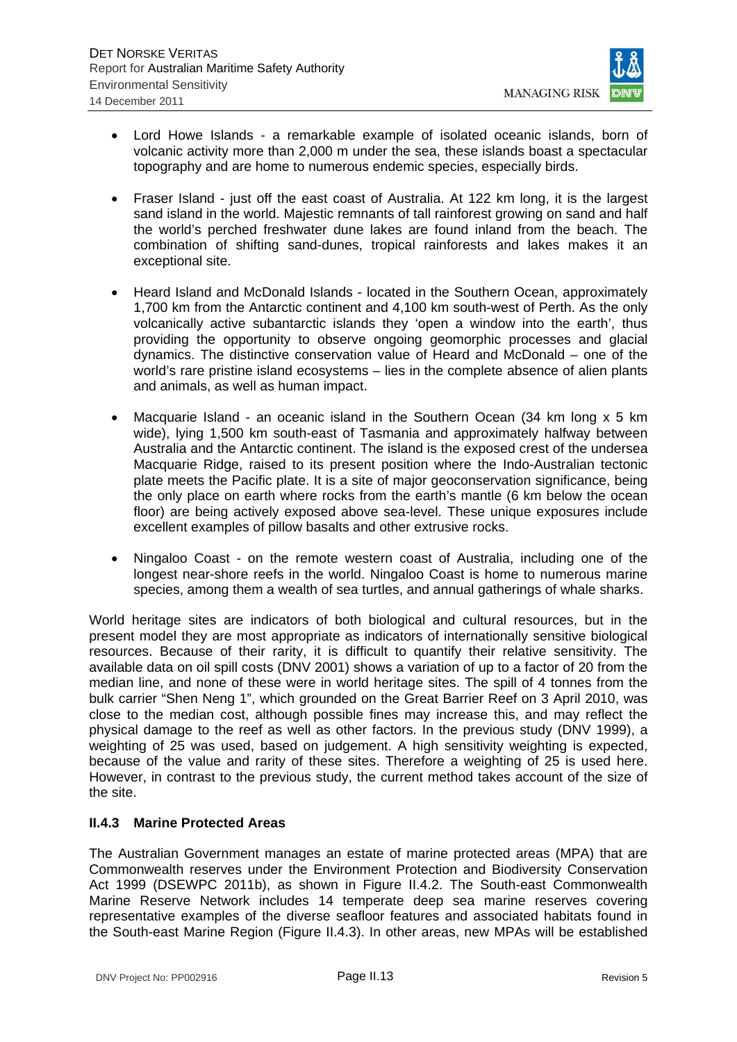- Lord Howe Islands - a remarkable example of isolated oceanic islands, born of volcanic activity more than 2,000 m under the sea, these islands boast a spectacular topography and are home to numerous endemic species, especially birds.

- Fraser Island - just off the east coast of Australia. At 122 km long, it is the largest sand island in the world. Majestic remnants of tall rainforest growing on sand and half the world's perched freshwater dune lakes are found inland from the beach. The combination of shifting sand-dunes, tropical rainforests and lakes makes it an exceptional site.

- Heard Island and McDonald Islands - located in the Southern Ocean, approximately 1,700 km from the Antarctic continent and 4,100 km south-west of Perth. As the only volcanically active subantarctic islands they 'open a window into the earth', thus providing the opportunity to observe ongoing geomorphic processes and glacial dynamics. The distinctive conservation value of Heard and McDonald – one of the world's rare pristine island ecosystems – lies in the complete absence of alien plants and animals, as well as human impact.

- Macquarie Island - an oceanic island in the Southern Ocean (34 km long x 5 km wide), lying 1,500 km south-east of Tasmania and approximately halfway between Australia and the Antarctic continent. The island is the exposed crest of the undersea Macquarie Ridge, raised to its present position where the Indo-Australian tectonic plate meets the Pacific plate. It is a site of major geoconservation significance, being the only place on earth where rocks from the earth's mantle (6 km below the ocean floor) are being actively exposed above sea-level. These unique exposures include excellent examples of pillow basalts and other extrusive rocks.

- Ningaloo Coast - on the remote western coast of Australia, including one of the longest near-shore reefs in the world. Ningaloo Coast is home to numerous marine species, among them a wealth of sea turtles, and annual gatherings of whale sharks.

World heritage sites are indicators of both biological and cultural resources, but in the present model they are most appropriate as indicators of internationally sensitive biological resources. Because of their rarity, it is difficult to quantify their relative sensitivity. The available data on oil spill costs (DNV 2001) shows a variation of up to a factor of 20 from the median line, and none of these were in world heritage sites. The spill of 4 tonnes from the bulk carrier "Shen Neng 1", which grounded on the Great Barrier Reef on 3 April 2010, was close to the median cost, although possible fines may increase this, and may reflect the physical damage to the reef as well as other factors. In the previous study (DNV 1999), a weighting of 25 was used, based on judgement. A high sensitivity weighting is expected, because of the value and rarity of these sites. Therefore a weighting of 25 is used here. However, in contrast to the previous study, the current method takes account of the size of the site.

### II.4.3 Marine Protected Areas

The Australian Government manages an estate of marine protected areas (MPA) that are Commonwealth reserves under the Environment Protection and Biodiversity Conservation Act 1999 (DSEWPC 2011b), as shown in Figure II.4.2. The South-east Commonwealth Marine Reserve Network includes 14 temperate deep sea marine reserves covering representative examples of the diverse seafloor features and associated habitats found in the South-east Marine Region (Figure II.4.3). In other areas, new MPAs will be established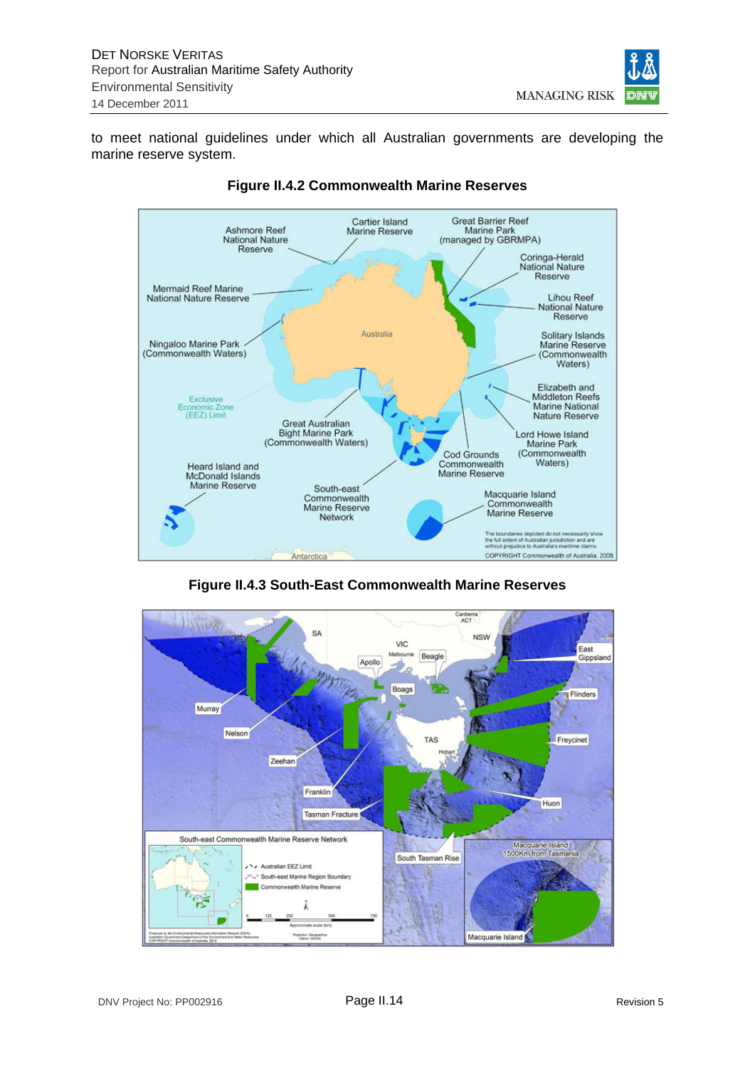to meet national guidelines under which all Australian governments are developing the marine reserve system.

**Figure II.4.2 Commonwealth Marine Reserves**

**Figure II.4.3 South-East Commonwealth Marine Reserves**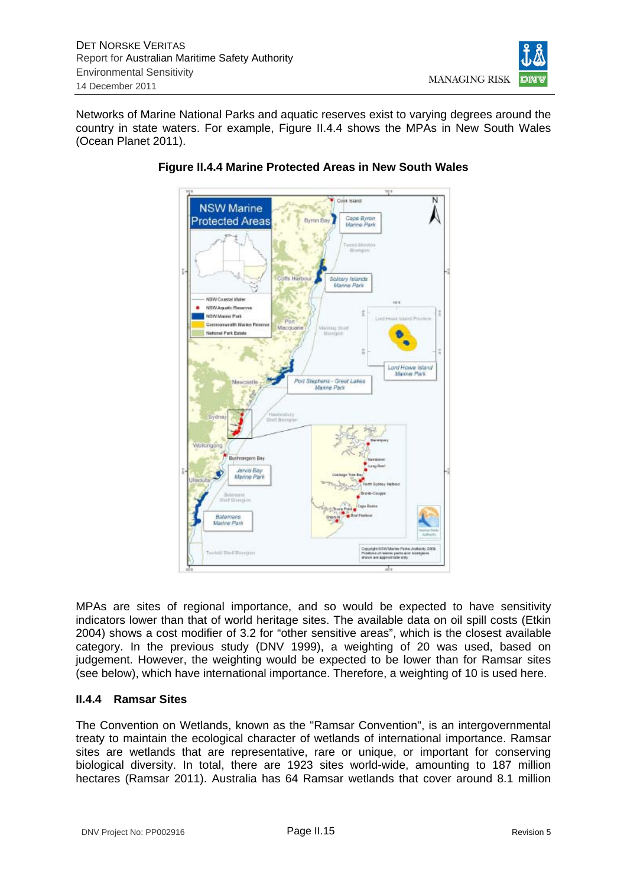Networks of Marine National Parks and aquatic reserves exist to varying degrees around the country in state waters. For example, Figure II.4.4 shows the MPAs in New South Wales (Ocean Planet 2011).

**Figure II.4.4 Marine Protected Areas in New South Wales**

MPAs are sites of regional importance, and so would be expected to have sensitivity indicators lower than that of world heritage sites. The available data on oil spill costs (Etkin 2004) shows a cost modifier of 3.2 for "other sensitive areas", which is the closest available category. In the previous study (DNV 1999), a weighting of 20 was used, based on judgement. However, the weighting would be expected to be lower than for Ramsar sites (see below), which have international importance. Therefore, a weighting of 10 is used here.

### II.4.4 Ramsar Sites

The Convention on Wetlands, known as the "Ramsar Convention", is an intergovernmental treaty to maintain the ecological character of wetlands of international importance. Ramsar sites are wetlands that are representative, rare or unique, or important for conserving biological diversity. In total, there are 1923 sites world-wide, amounting to 187 million hectares (Ramsar 2011). Australia has 64 Ramsar wetlands that cover around 8.1 million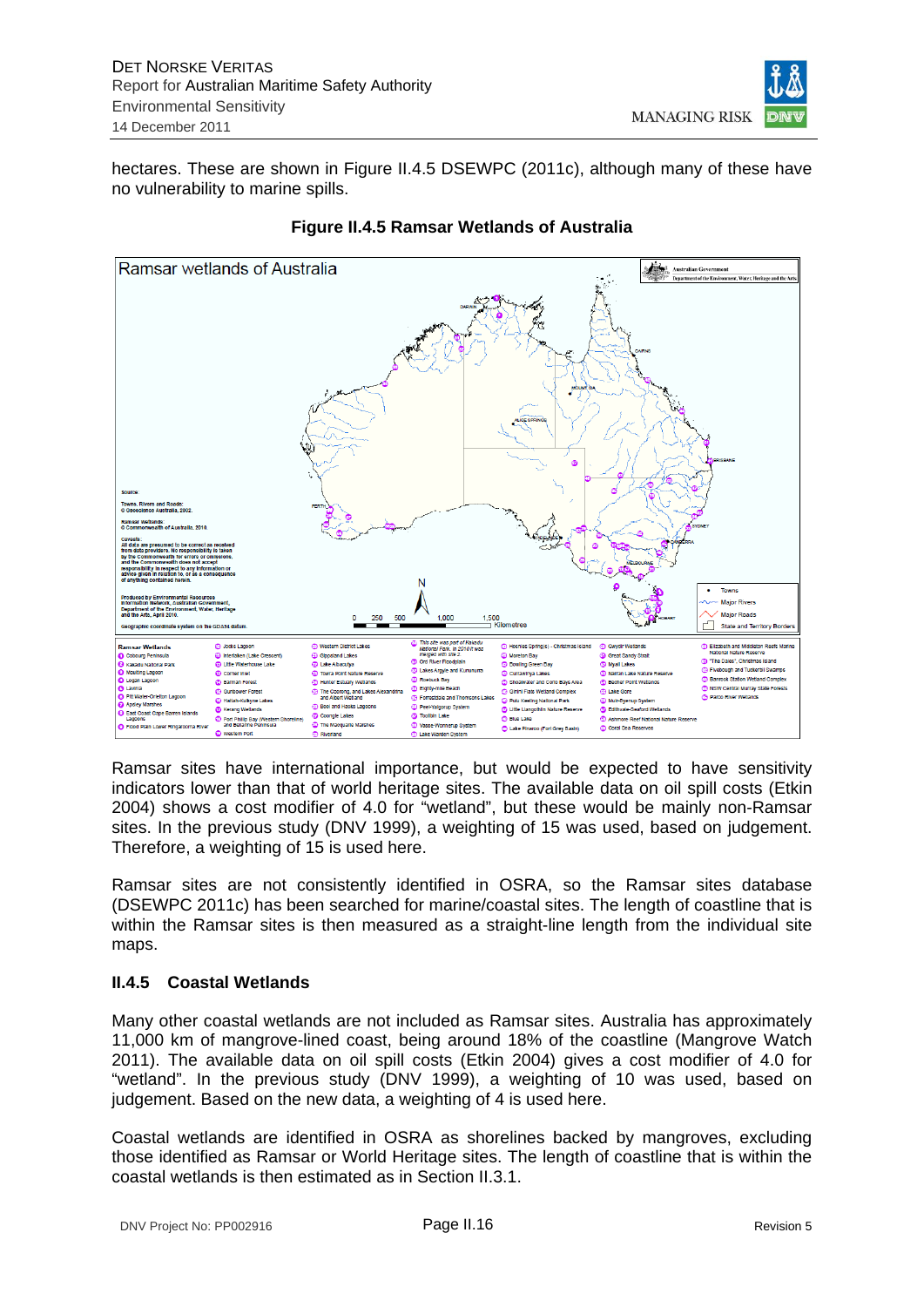hectares. These are shown in Figure II.4.5 DSEWPC (2011c), although many of these have no vulnerability to marine spills.

**Figure II.4.5 Ramsar Wetlands of Australia**

Ramsar sites have international importance, but would be expected to have sensitivity indicators lower than that of world heritage sites. The available data on oil spill costs (Etkin 2004) shows a cost modifier of 4.0 for "wetland", but these would be mainly non-Ramsar sites. In the previous study (DNV 1999), a weighting of 15 was used, based on judgement. Therefore, a weighting of 15 is used here.

Ramsar sites are not consistently identified in OSRA, so the Ramsar sites database (DSEWPC 2011c) has been searched for marine/coastal sites. The length of coastline that is within the Ramsar sites is then measured as a straight-line length from the individual site maps.

### II.4.5 Coastal Wetlands

Many other coastal wetlands are not included as Ramsar sites. Australia has approximately 11,000 km of mangrove-lined coast, being around 18% of the coastline (Mangrove Watch 2011). The available data on oil spill costs (Etkin 2004) gives a cost modifier of 4.0 for "wetland". In the previous study (DNV 1999), a weighting of 10 was used, based on judgement. Based on the new data, a weighting of 4 is used here.

Coastal wetlands are identified in OSRA as shorelines backed by mangroves, excluding those identified as Ramsar or World Heritage sites. The length of coastline that is within the coastal wetlands is then estimated as in Section II.3.1.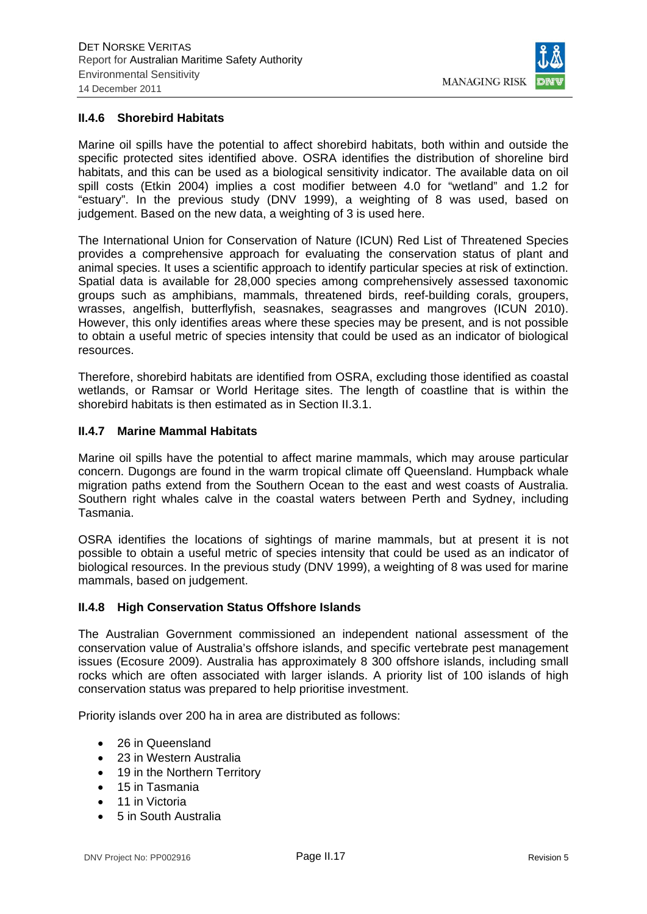### II.4.6 Shorebird Habitats

Marine oil spills have the potential to affect shorebird habitats, both within and outside the specific protected sites identified above. OSRA identifies the distribution of shoreline bird habitats, and this can be used as a biological sensitivity indicator. The available data on oil spill costs (Etkin 2004) implies a cost modifier between 4.0 for "wetland" and 1.2 for "estuary". In the previous study (DNV 1999), a weighting of 8 was used, based on judgement. Based on the new data, a weighting of 3 is used here.

The International Union for Conservation of Nature (ICUN) Red List of Threatened Species provides a comprehensive approach for evaluating the conservation status of plant and animal species. It uses a scientific approach to identify particular species at risk of extinction. Spatial data is available for 28,000 species among comprehensively assessed taxonomic groups such as amphibians, mammals, threatened birds, reef-building corals, groupers, wrasses, angelfish, butterflyfish, seasnakes, seagrasses and mangroves (ICUN 2010). However, this only identifies areas where these species may be present, and is not possible to obtain a useful metric of species intensity that could be used as an indicator of biological resources.

Therefore, shorebird habitats are identified from OSRA, excluding those identified as coastal wetlands, or Ramsar or World Heritage sites. The length of coastline that is within the shorebird habitats is then estimated as in Section II.3.1.

### II.4.7 Marine Mammal Habitats

Marine oil spills have the potential to affect marine mammals, which may arouse particular concern. Dugongs are found in the warm tropical climate off Queensland. Humpback whale migration paths extend from the Southern Ocean to the east and west coasts of Australia. Southern right whales calve in the coastal waters between Perth and Sydney, including Tasmania.

OSRA identifies the locations of sightings of marine mammals, but at present it is not possible to obtain a useful metric of species intensity that could be used as an indicator of biological resources. In the previous study (DNV 1999), a weighting of 8 was used for marine mammals, based on judgement.

### II.4.8 High Conservation Status Offshore Islands

The Australian Government commissioned an independent national assessment of the conservation value of Australia's offshore islands, and specific vertebrate pest management issues (Ecosure 2009). Australia has approximately 8 300 offshore islands, including small rocks which are often associated with larger islands. A priority list of 100 islands of high conservation status was prepared to help prioritise investment.

Priority islands over 200 ha in area are distributed as follows:

- 26 in Queensland
- 23 in Western Australia
- 19 in the Northern Territory
- 15 in Tasmania
- 11 in Victoria
- 5 in South Australia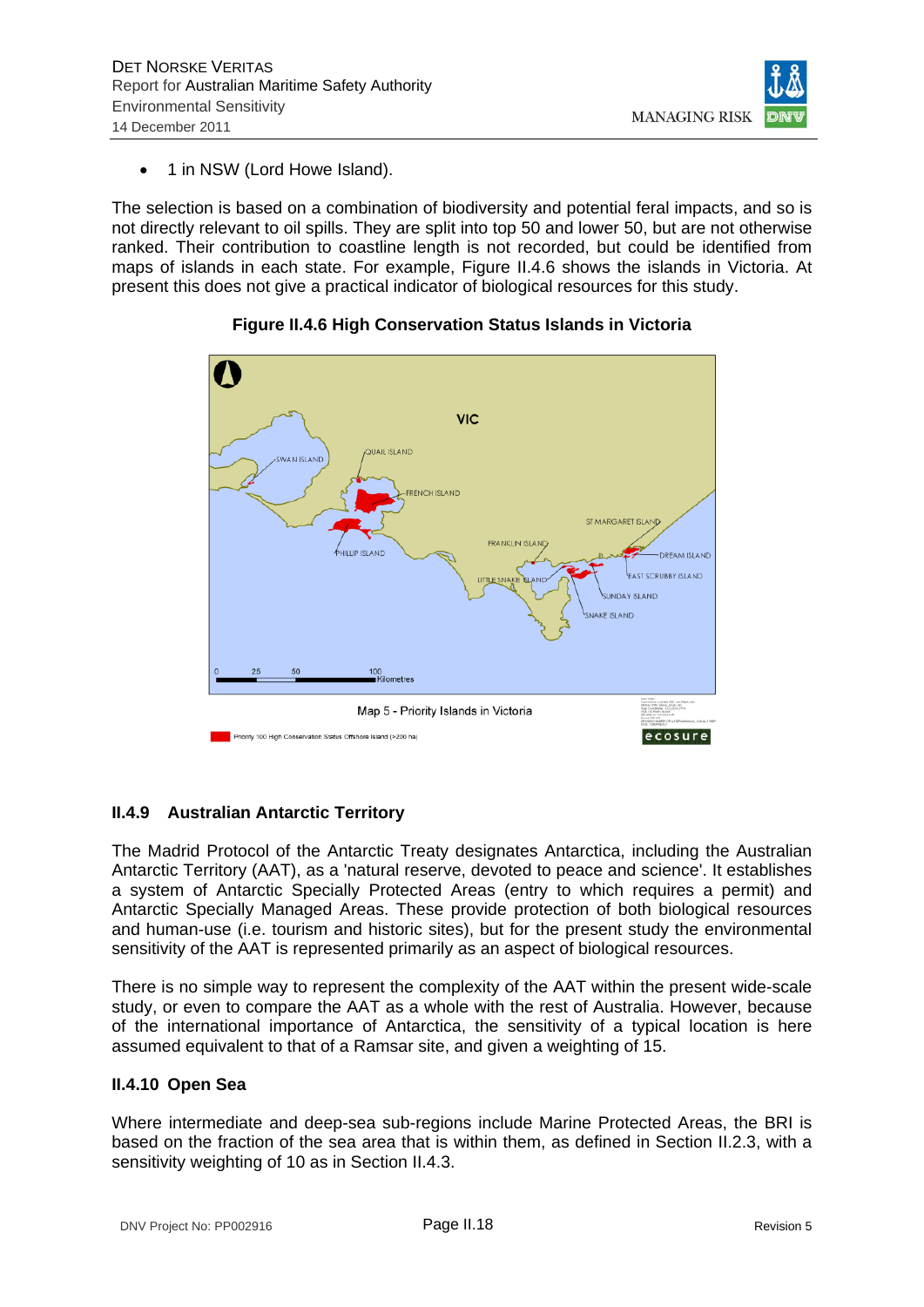- 1 in NSW (Lord Howe Island).

The selection is based on a combination of biodiversity and potential feral impacts, and so is not directly relevant to oil spills. They are split into top 50 and lower 50, but are not otherwise ranked. Their contribution to coastline length is not recorded, but could be identified from maps of islands in each state. For example, Figure II.4.6 shows the islands in Victoria. At present this does not give a practical indicator of biological resources for this study.

**Figure II.4.6 High Conservation Status Islands in Victoria**

### II.4.9 Australian Antarctic Territory

The Madrid Protocol of the Antarctic Treaty designates Antarctica, including the Australian Antarctic Territory (AAT), as a 'natural reserve, devoted to peace and science'. It establishes a system of Antarctic Specially Protected Areas (entry to which requires a permit) and Antarctic Specially Managed Areas. These provide protection of both biological resources and human-use (i.e. tourism and historic sites), but for the present study the environmental sensitivity of the AAT is represented primarily as an aspect of biological resources.

There is no simple way to represent the complexity of the AAT within the present wide-scale study, or even to compare the AAT as a whole with the rest of Australia. However, because of the international importance of Antarctica, the sensitivity of a typical location is here assumed equivalent to that of a Ramsar site, and given a weighting of 15.

### II.4.10 Open Sea

Where intermediate and deep-sea sub-regions include Marine Protected Areas, the BRI is based on the fraction of the sea area that is within them, as defined in Section II.2.3, with a sensitivity weighting of 10 as in Section II.4.3.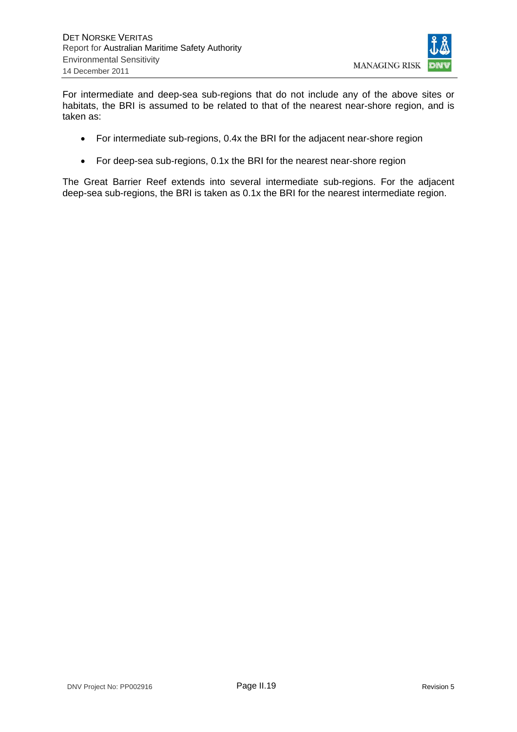For intermediate and deep-sea sub-regions that do not include any of the above sites or habitats, the BRI is assumed to be related to that of the nearest near-shore region, and is taken as:

- For intermediate sub-regions, 0.4x the BRI for the adjacent near-shore region
- For deep-sea sub-regions, 0.1x the BRI for the nearest near-shore region

The Great Barrier Reef extends into several intermediate sub-regions. For the adjacent deep-sea sub-regions, the BRI is taken as 0.1x the BRI for the nearest intermediate region.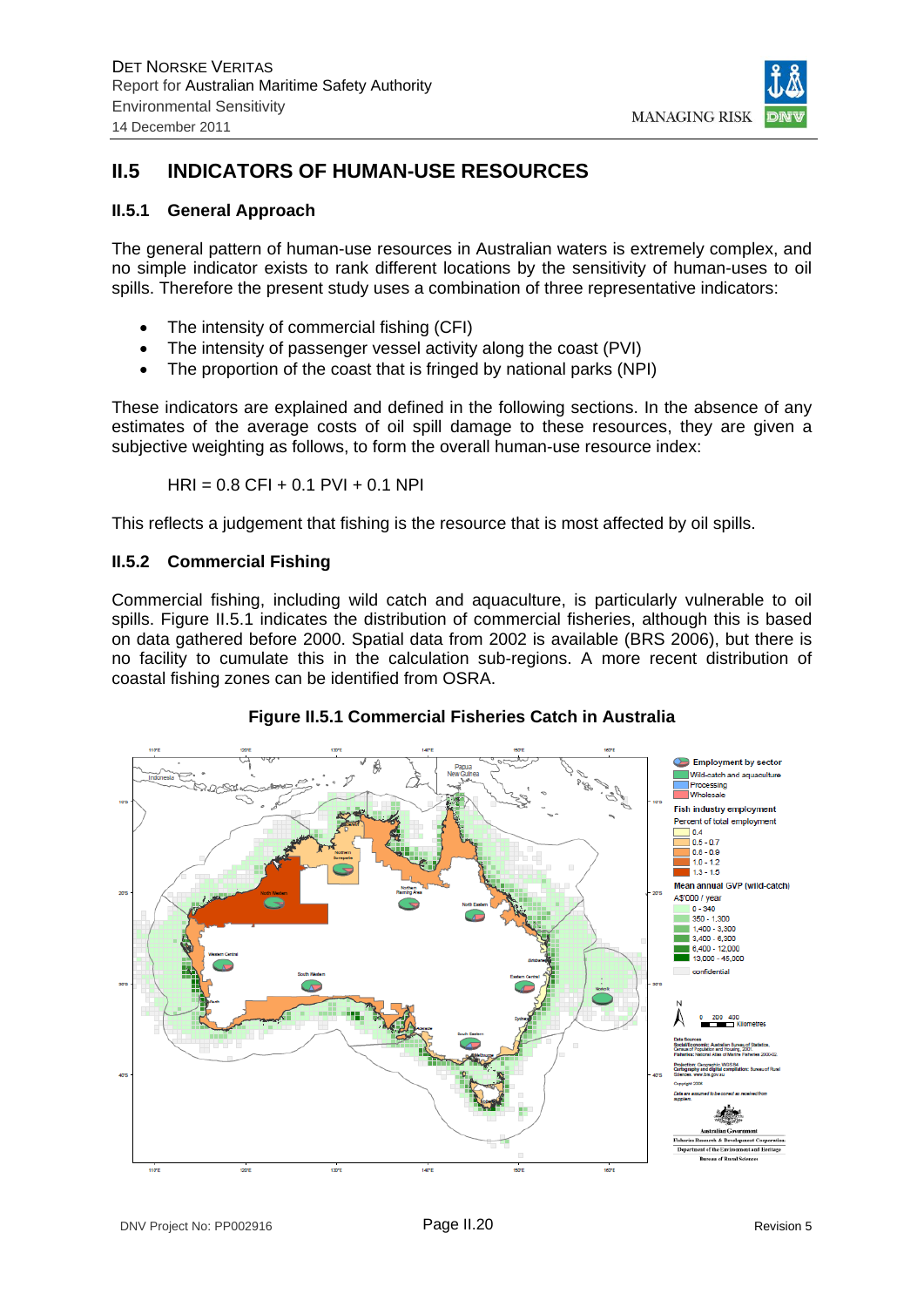## II.5 INDICATORS OF HUMAN-USE RESOURCES

### II.5.1 General Approach

The general pattern of human-use resources in Australian waters is extremely complex, and no simple indicator exists to rank different locations by the sensitivity of human-uses to oil spills. Therefore the present study uses a combination of three representative indicators:

- The intensity of commercial fishing (CFI)
- The intensity of passenger vessel activity along the coast (PVI)
- The proportion of the coast that is fringed by national parks (NPI)

These indicators are explained and defined in the following sections. In the absence of any estimates of the average costs of oil spill damage to these resources, they are given a subjective weighting as follows, to form the overall human-use resource index:

$$HRI = 0.8\ CFI + 0.1\ PVI + 0.1\ NPI$$

This reflects a judgement that fishing is the resource that is most affected by oil spills.

### II.5.2 Commercial Fishing

Commercial fishing, including wild catch and aquaculture, is particularly vulnerable to oil spills. Figure II.5.1 indicates the distribution of commercial fisheries, although this is based on data gathered before 2000. Spatial data from 2002 is available (BRS 2006), but there is no facility to cumulate this in the calculation sub-regions. A more recent distribution of coastal fishing zones can be identified from OSRA.

**Figure II.5.1 Commercial Fisheries Catch in Australia**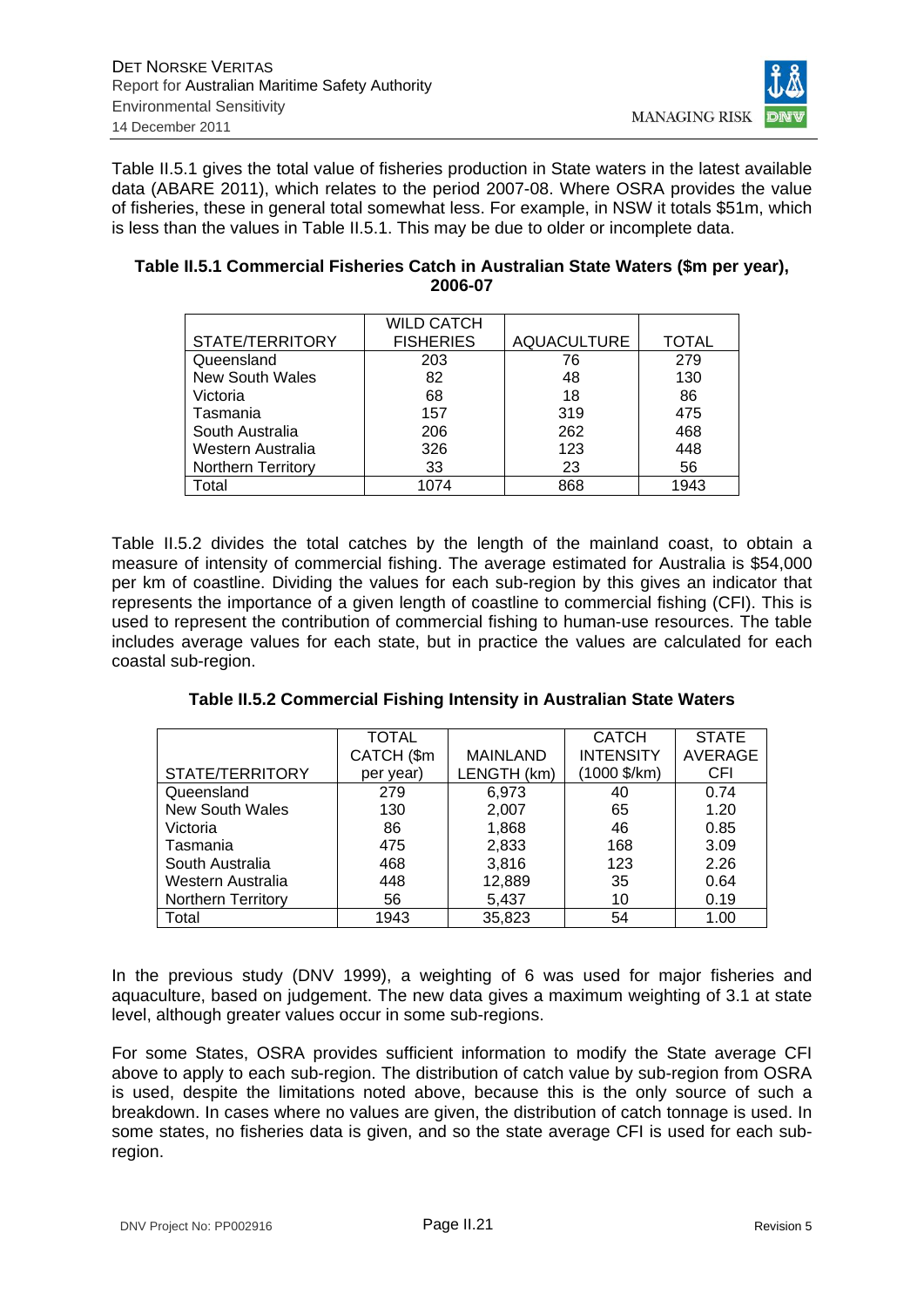Table II.5.1 gives the total value of fisheries production in State waters in the latest available data (ABARE 2011), which relates to the period 2007-08. Where OSRA provides the value of fisheries, these in general total somewhat less. For example, in NSW it totals $51m, which is less than the values in Table II.5.1. This may be due to older or incomplete data.

**Table II.5.1 Commercial Fisheries Catch in Australian State Waters ($m per year), 2006-07**

| STATE/TERRITORY | WILD CATCH FISHERIES | AQUACULTURE | TOTAL |
|---|---|---|---|
| Queensland | 203 | 76 | 279 |
| New South Wales | 82 | 48 | 130 |
| Victoria | 68 | 18 | 86 |
| Tasmania | 157 | 319 | 475 |
| South Australia | 206 | 262 | 468 |
| Western Australia | 326 | 123 | 448 |
| Northern Territory | 33 | 23 | 56 |
| Total | 1074 | 868 | 1943 |

Table II.5.2 divides the total catches by the length of the mainland coast, to obtain a measure of intensity of commercial fishing. The average estimated for Australia is $54,000 per km of coastline. Dividing the values for each sub-region by this gives an indicator that represents the importance of a given length of coastline to commercial fishing (CFI). This is used to represent the contribution of commercial fishing to human-use resources. The table includes average values for each state, but in practice the values are calculated for each coastal sub-region.

**Table II.5.2 Commercial Fishing Intensity in Australian State Waters**

| STATE/TERRITORY | TOTAL CATCH ($m per year) | MAINLAND LENGTH (km) | CATCH INTENSITY (1000 $/km) | STATE AVERAGE CFI |
|---|---|---|---|---|
| Queensland | 279 | 6,973 | 40 | 0.74 |
| New South Wales | 130 | 2,007 | 65 | 1.20 |
| Victoria | 86 | 1,868 | 46 | 0.85 |
| Tasmania | 475 | 2,833 | 168 | 3.09 |
| South Australia | 468 | 3,816 | 123 | 2.26 |
| Western Australia | 448 | 12,889 | 35 | 0.64 |
| Northern Territory | 56 | 5,437 | 10 | 0.19 |
| Total | 1943 | 35,823 | 54 | 1.00 |

In the previous study (DNV 1999), a weighting of 6 was used for major fisheries and aquaculture, based on judgement. The new data gives a maximum weighting of 3.1 at state level, although greater values occur in some sub-regions.

For some States, OSRA provides sufficient information to modify the State average CFI above to apply to each sub-region. The distribution of catch value by sub-region from OSRA is used, despite the limitations noted above, because this is the only source of such a breakdown. In cases where no values are given, the distribution of catch tonnage is used. In some states, no fisheries data is given, and so the state average CFI is used for each sub-region.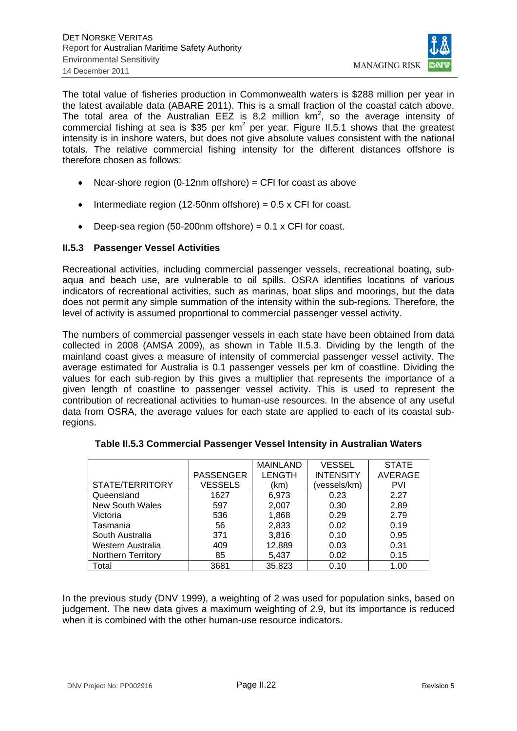The total value of fisheries production in Commonwealth waters is $288 million per year in the latest available data (ABARE 2011). This is a small fraction of the coastal catch above. The total area of the Australian EEZ is 8.2 million km$^2$, so the average intensity of commercial fishing at sea is $35 per km$^2$ per year. Figure II.5.1 shows that the greatest intensity is in inshore waters, but does not give absolute values consistent with the national totals. The relative commercial fishing intensity for the different distances offshore is therefore chosen as follows:

- Near-shore region (0-12nm offshore) = CFI for coast as above
- Intermediate region (12-50nm offshore) = 0.5 x CFI for coast.
- Deep-sea region (50-200nm offshore) = 0.1 x CFI for coast.

### II.5.3 Passenger Vessel Activities

Recreational activities, including commercial passenger vessels, recreational boating, sub-aqua and beach use, are vulnerable to oil spills. OSRA identifies locations of various indicators of recreational activities, such as marinas, boat slips and moorings, but the data does not permit any simple summation of the intensity within the sub-regions. Therefore, the level of activity is assumed proportional to commercial passenger vessel activity.

The numbers of commercial passenger vessels in each state have been obtained from data collected in 2008 (AMSA 2009), as shown in Table II.5.3. Dividing by the length of the mainland coast gives a measure of intensity of commercial passenger vessel activity. The average estimated for Australia is 0.1 passenger vessels per km of coastline. Dividing the values for each sub-region by this gives a multiplier that represents the importance of a given length of coastline to passenger vessel activity. This is used to represent the contribution of recreational activities to human-use resources. In the absence of any useful data from OSRA, the average values for each state are applied to each of its coastal sub-regions.

**Table II.5.3 Commercial Passenger Vessel Intensity in Australian Waters**

| STATE/TERRITORY | PASSENGER VESSELS | MAINLAND LENGTH (km) | VESSEL INTENSITY (vessels/km) | STATE AVERAGE PVI |
|---|---|---|---|---|
| Queensland | 1627 | 6,973 | 0.23 | 2.27 |
| New South Wales | 597 | 2,007 | 0.30 | 2.89 |
| Victoria | 536 | 1,868 | 0.29 | 2.79 |
| Tasmania | 56 | 2,833 | 0.02 | 0.19 |
| South Australia | 371 | 3,816 | 0.10 | 0.95 |
| Western Australia | 409 | 12,889 | 0.03 | 0.31 |
| Northern Territory | 85 | 5,437 | 0.02 | 0.15 |
| Total | 3681 | 35,823 | 0.10 | 1.00 |

In the previous study (DNV 1999), a weighting of 2 was used for population sinks, based on judgement. The new data gives a maximum weighting of 2.9, but its importance is reduced when it is combined with the other human-use resource indicators.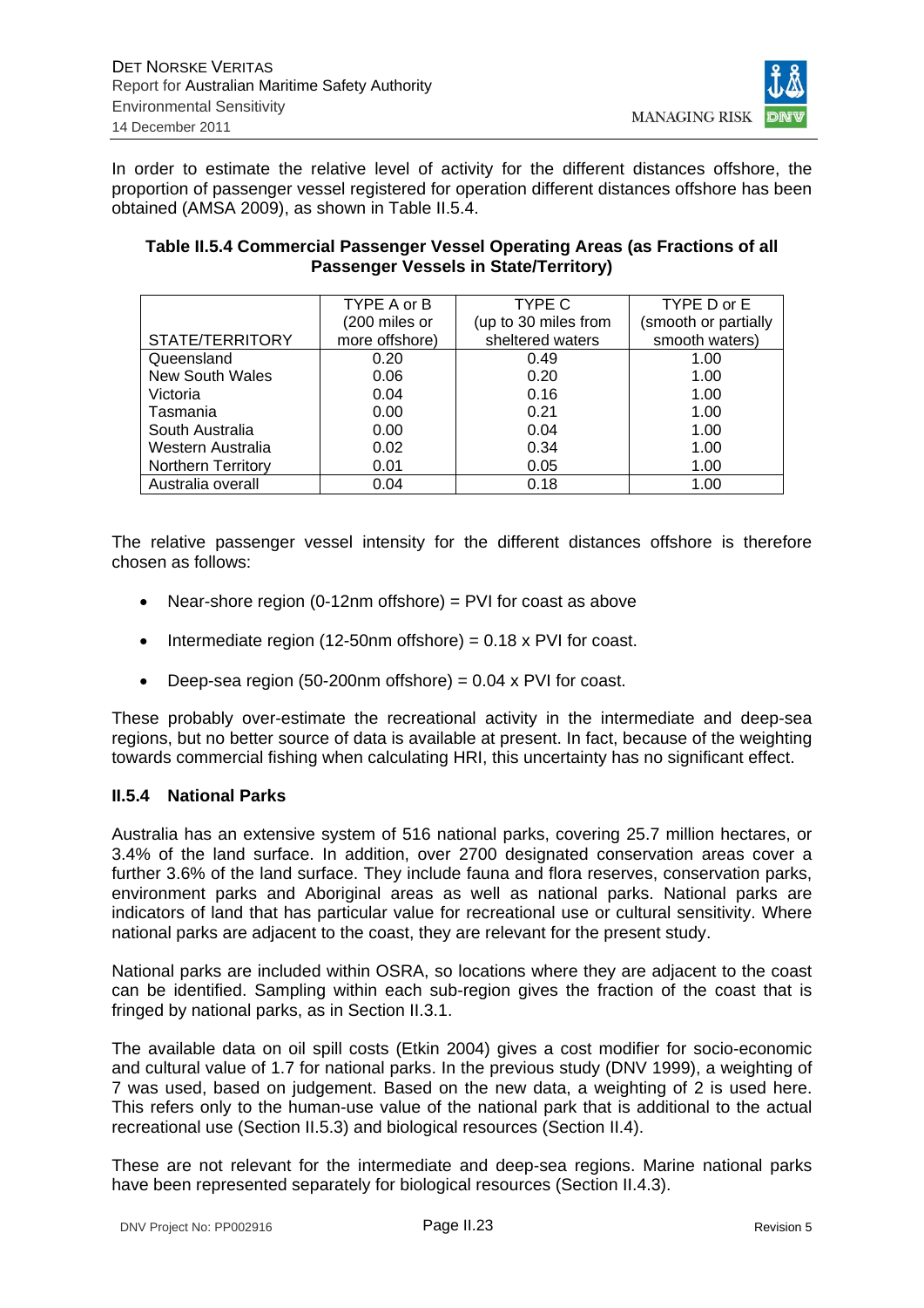In order to estimate the relative level of activity for the different distances offshore, the proportion of passenger vessel registered for operation different distances offshore has been obtained (AMSA 2009), as shown in Table II.5.4.

**Table II.5.4 Commercial Passenger Vessel Operating Areas (as Fractions of all Passenger Vessels in State/Territory)**

| STATE/TERRITORY | TYPE A or B (200 miles or more offshore) | TYPE C (up to 30 miles from sheltered waters | TYPE D or E (smooth or partially smooth waters) |
|---|---|---|---|
| Queensland | 0.20 | 0.49 | 1.00 |
| New South Wales | 0.06 | 0.20 | 1.00 |
| Victoria | 0.04 | 0.16 | 1.00 |
| Tasmania | 0.00 | 0.21 | 1.00 |
| South Australia | 0.00 | 0.04 | 1.00 |
| Western Australia | 0.02 | 0.34 | 1.00 |
| Northern Territory | 0.01 | 0.05 | 1.00 |
| Australia overall | 0.04 | 0.18 | 1.00 |

The relative passenger vessel intensity for the different distances offshore is therefore chosen as follows:

- Near-shore region (0-12nm offshore) = PVI for coast as above
- Intermediate region (12-50nm offshore) = 0.18 x PVI for coast.
- Deep-sea region (50-200nm offshore) = 0.04 x PVI for coast.

These probably over-estimate the recreational activity in the intermediate and deep-sea regions, but no better source of data is available at present. In fact, because of the weighting towards commercial fishing when calculating HRI, this uncertainty has no significant effect.

### II.5.4 National Parks

Australia has an extensive system of 516 national parks, covering 25.7 million hectares, or 3.4% of the land surface. In addition, over 2700 designated conservation areas cover a further 3.6% of the land surface. They include fauna and flora reserves, conservation parks, environment parks and Aboriginal areas as well as national parks. National parks are indicators of land that has particular value for recreational use or cultural sensitivity. Where national parks are adjacent to the coast, they are relevant for the present study.

National parks are included within OSRA, so locations where they are adjacent to the coast can be identified. Sampling within each sub-region gives the fraction of the coast that is fringed by national parks, as in Section II.3.1.

The available data on oil spill costs (Etkin 2004) gives a cost modifier for socio-economic and cultural value of 1.7 for national parks. In the previous study (DNV 1999), a weighting of 7 was used, based on judgement. Based on the new data, a weighting of 2 is used here. This refers only to the human-use value of the national park that is additional to the actual recreational use (Section II.5.3) and biological resources (Section II.4).

These are not relevant for the intermediate and deep-sea regions. Marine national parks have been represented separately for biological resources (Section II.4.3).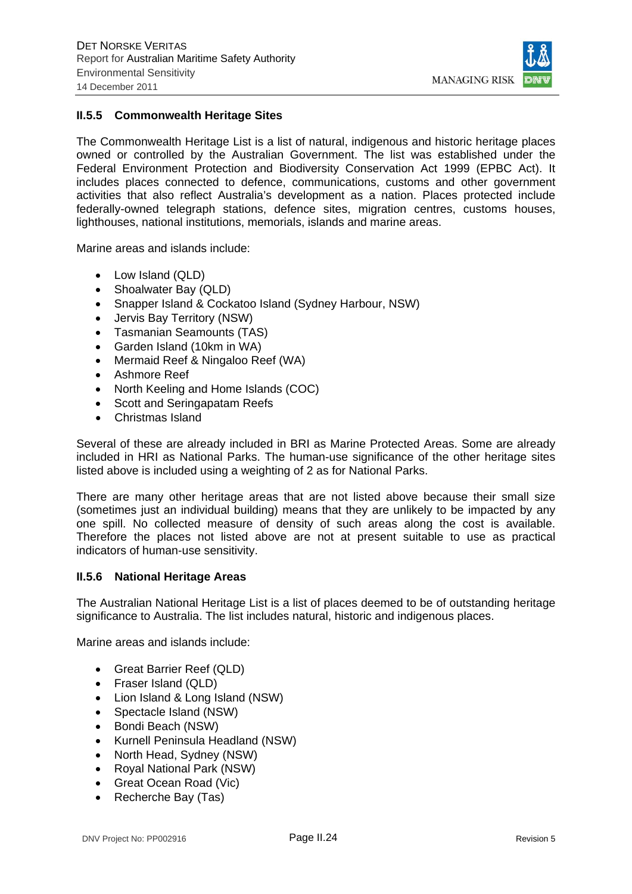### II.5.5 Commonwealth Heritage Sites

The Commonwealth Heritage List is a list of natural, indigenous and historic heritage places owned or controlled by the Australian Government. The list was established under the Federal Environment Protection and Biodiversity Conservation Act 1999 (EPBC Act). It includes places connected to defence, communications, customs and other government activities that also reflect Australia's development as a nation. Places protected include federally-owned telegraph stations, defence sites, migration centres, customs houses, lighthouses, national institutions, memorials, islands and marine areas.

Marine areas and islands include:

- Low Island (QLD)
- Shoalwater Bay (QLD)
- Snapper Island & Cockatoo Island (Sydney Harbour, NSW)
- Jervis Bay Territory (NSW)
- Tasmanian Seamounts (TAS)
- Garden Island (10km in WA)
- Mermaid Reef & Ningaloo Reef (WA)
- Ashmore Reef
- North Keeling and Home Islands (COC)
- Scott and Seringapatam Reefs
- Christmas Island

Several of these are already included in BRI as Marine Protected Areas. Some are already included in HRI as National Parks. The human-use significance of the other heritage sites listed above is included using a weighting of 2 as for National Parks.

There are many other heritage areas that are not listed above because their small size (sometimes just an individual building) means that they are unlikely to be impacted by any one spill. No collected measure of density of such areas along the cost is available. Therefore the places not listed above are not at present suitable to use as practical indicators of human-use sensitivity.

### II.5.6 National Heritage Areas

The Australian National Heritage List is a list of places deemed to be of outstanding heritage significance to Australia. The list includes natural, historic and indigenous places.

Marine areas and islands include:

- Great Barrier Reef (QLD)
- Fraser Island (QLD)
- Lion Island & Long Island (NSW)
- Spectacle Island (NSW)
- Bondi Beach (NSW)
- Kurnell Peninsula Headland (NSW)
- North Head, Sydney (NSW)
- Royal National Park (NSW)
- Great Ocean Road (Vic)
- Recherche Bay (Tas)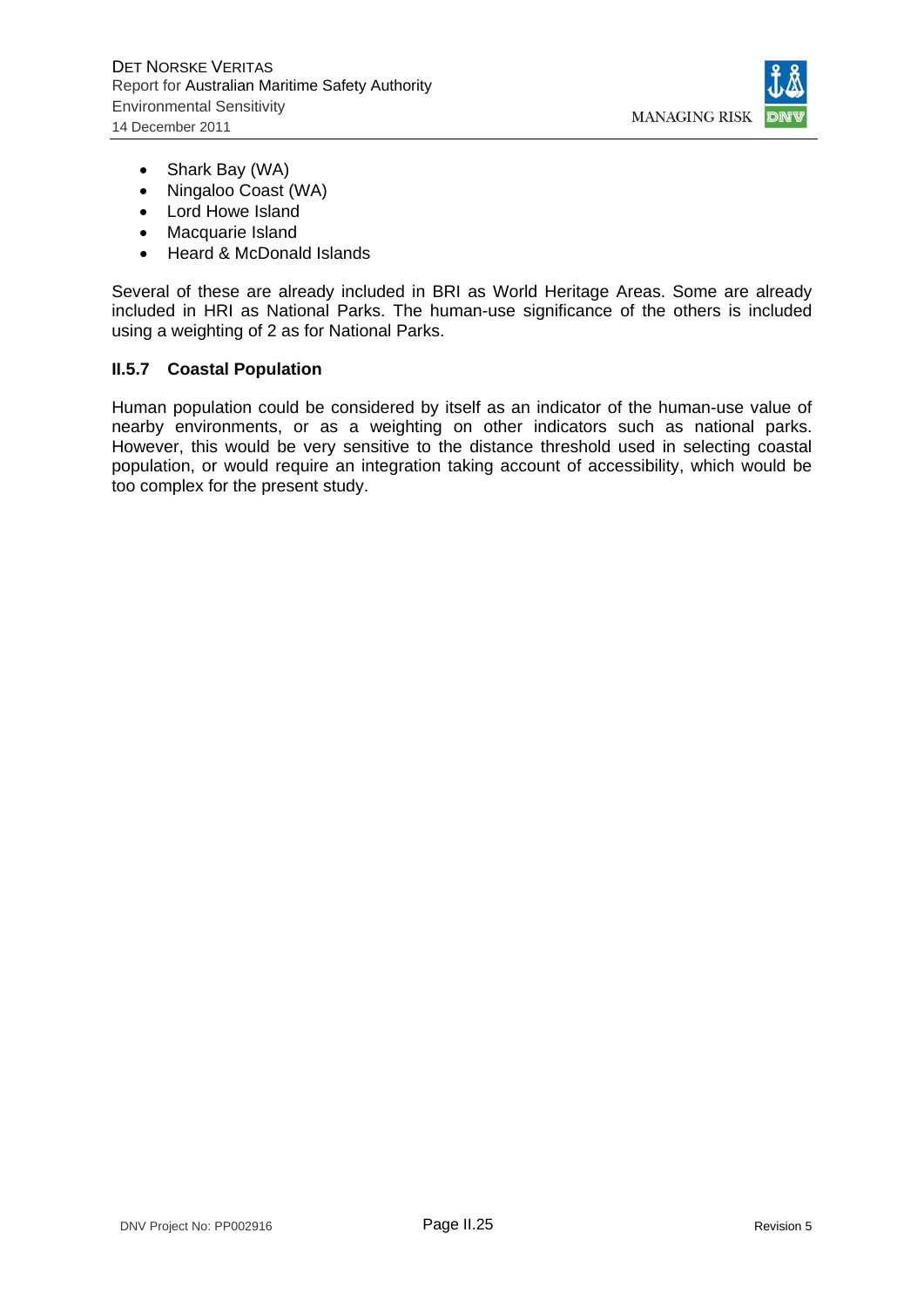- Shark Bay (WA)
- Ningaloo Coast (WA)
- Lord Howe Island
- Macquarie Island
- Heard & McDonald Islands

Several of these are already included in BRI as World Heritage Areas. Some are already included in HRI as National Parks. The human-use significance of the others is included using a weighting of 2 as for National Parks.

### II.5.7 Coastal Population

Human population could be considered by itself as an indicator of the human-use value of nearby environments, or as a weighting on other indicators such as national parks. However, this would be very sensitive to the distance threshold used in selecting coastal population, or would require an integration taking account of accessibility, which would be too complex for the present study.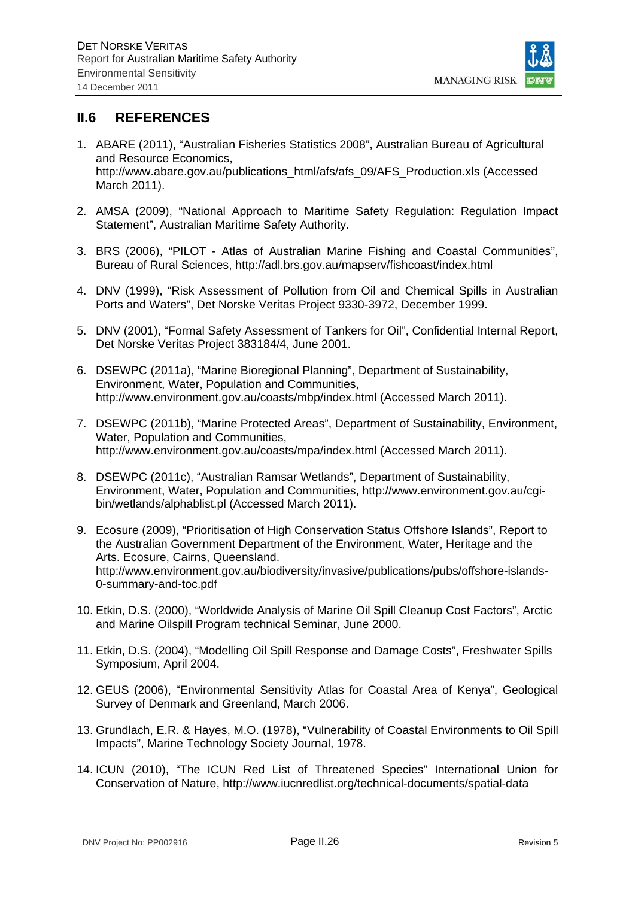## II.6 REFERENCES

1. ABARE (2011), "Australian Fisheries Statistics 2008", Australian Bureau of Agricultural and Resource Economics, http://www.abare.gov.au/publications_html/afs/afs_09/AFS_Production.xls (Accessed March 2011).

2. AMSA (2009), "National Approach to Maritime Safety Regulation: Regulation Impact Statement", Australian Maritime Safety Authority.

3. BRS (2006), "PILOT - Atlas of Australian Marine Fishing and Coastal Communities", Bureau of Rural Sciences, http://adl.brs.gov.au/mapserv/fishcoast/index.html

4. DNV (1999), "Risk Assessment of Pollution from Oil and Chemical Spills in Australian Ports and Waters", Det Norske Veritas Project 9330-3972, December 1999.

5. DNV (2001), "Formal Safety Assessment of Tankers for Oil", Confidential Internal Report, Det Norske Veritas Project 383184/4, June 2001.

6. DSEWPC (2011a), "Marine Bioregional Planning", Department of Sustainability, Environment, Water, Population and Communities, http://www.environment.gov.au/coasts/mbp/index.html (Accessed March 2011).

7. DSEWPC (2011b), "Marine Protected Areas", Department of Sustainability, Environment, Water, Population and Communities, http://www.environment.gov.au/coasts/mpa/index.html (Accessed March 2011).

8. DSEWPC (2011c), "Australian Ramsar Wetlands", Department of Sustainability, Environment, Water, Population and Communities, http://www.environment.gov.au/cgi-bin/wetlands/alphablist.pl (Accessed March 2011).

9. Ecosure (2009), "Prioritisation of High Conservation Status Offshore Islands", Report to the Australian Government Department of the Environment, Water, Heritage and the Arts. Ecosure, Cairns, Queensland. http://www.environment.gov.au/biodiversity/invasive/publications/pubs/offshore-islands-0-summary-and-toc.pdf

10. Etkin, D.S. (2000), "Worldwide Analysis of Marine Oil Spill Cleanup Cost Factors", Arctic and Marine Oilspill Program technical Seminar, June 2000.

11. Etkin, D.S. (2004), "Modelling Oil Spill Response and Damage Costs", Freshwater Spills Symposium, April 2004.

12. GEUS (2006), "Environmental Sensitivity Atlas for Coastal Area of Kenya", Geological Survey of Denmark and Greenland, March 2006.

13. Grundlach, E.R. & Hayes, M.O. (1978), "Vulnerability of Coastal Environments to Oil Spill Impacts", Marine Technology Society Journal, 1978.

14. ICUN (2010), "The ICUN Red List of Threatened Species" International Union for Conservation of Nature, http://www.iucnredlist.org/technical-documents/spatial-data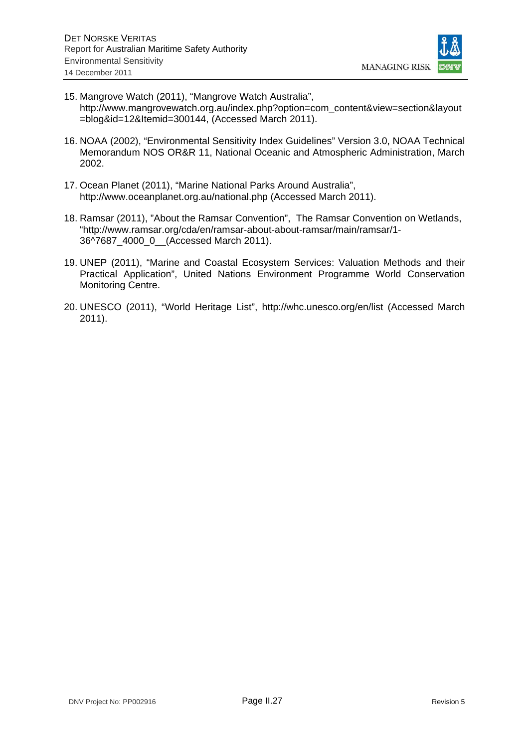15. Mangrove Watch (2011), "Mangrove Watch Australia", http://www.mangrovewatch.org.au/index.php?option=com_content&view=section&layout=blog&id=12&Itemid=300144, (Accessed March 2011).

16. NOAA (2002), "Environmental Sensitivity Index Guidelines" Version 3.0, NOAA Technical Memorandum NOS OR&R 11, National Oceanic and Atmospheric Administration, March 2002.

17. Ocean Planet (2011), "Marine National Parks Around Australia", http://www.oceanplanet.org.au/national.php (Accessed March 2011).

18. Ramsar (2011), "About the Ramsar Convention", The Ramsar Convention on Wetlands, "http://www.ramsar.org/cda/en/ramsar-about-about-ramsar/main/ramsar/1-36^7687_4000_0__(Accessed March 2011).

19. UNEP (2011), "Marine and Coastal Ecosystem Services: Valuation Methods and their Practical Application", United Nations Environment Programme World Conservation Monitoring Centre.

20. UNESCO (2011), "World Heritage List", http://whc.unesco.org/en/list (Accessed March 2011).